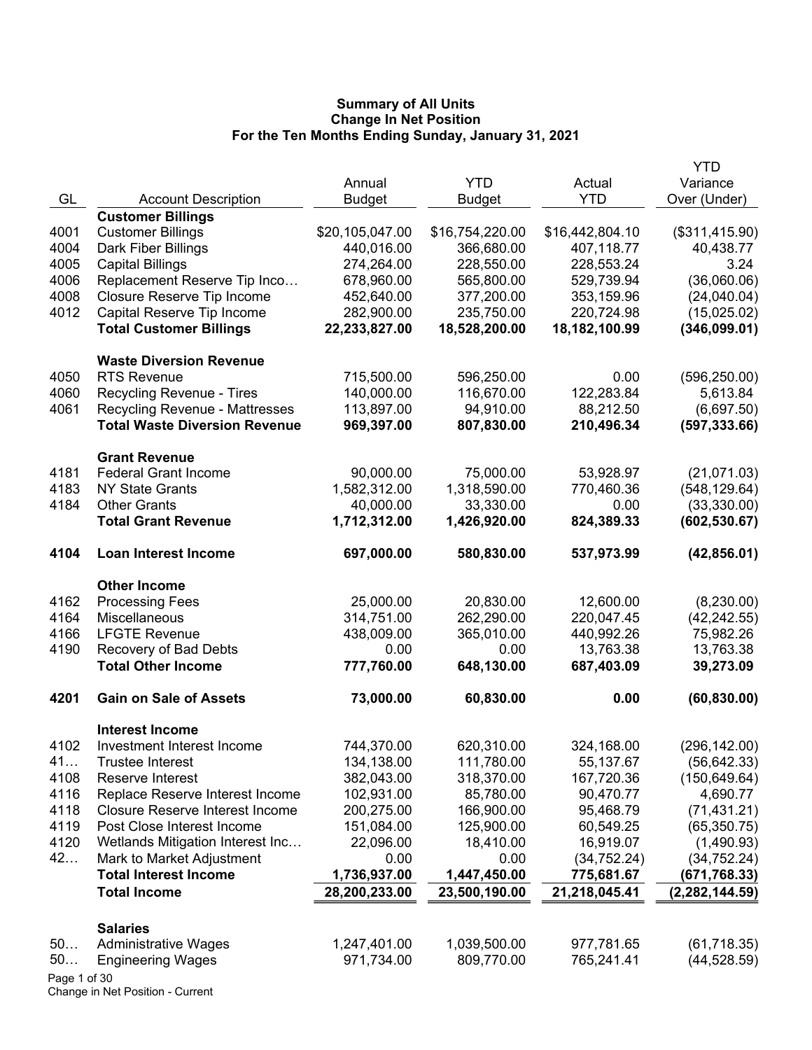# Summary of All Units
## Change In Net Position
### For the Ten Months Ending Sunday, January 31, 2021

| GL | Account Description | Annual Budget | YTD Budget | Actual YTD | YTD Variance Over (Under) |
|---|---|---|---|---|---|
| | **Customer Billings** | | | | |
| 4001 | Customer Billings | $20,105,047.00 | $16,754,220.00 | $16,442,804.10 | ($311,415.90) |
| 4004 | Dark Fiber Billings | 440,016.00 | 366,680.00 | 407,118.77 | 40,438.77 |
| 4005 | Capital Billings | 274,264.00 | 228,550.00 | 228,553.24 | 3.24 |
| 4006 | Replacement Reserve Tip Inco… | 678,960.00 | 565,800.00 | 529,739.94 | (36,060.06) |
| 4008 | Closure Reserve Tip Income | 452,640.00 | 377,200.00 | 353,159.96 | (24,040.04) |
| 4012 | Capital Reserve Tip Income | 282,900.00 | 235,750.00 | 220,724.98 | (15,025.02) |
| | **Total Customer Billings** | **22,233,827.00** | **18,528,200.00** | **18,182,100.99** | **(346,099.01)** |
| | **Waste Diversion Revenue** | | | | |
| 4050 | RTS Revenue | 715,500.00 | 596,250.00 | 0.00 | (596,250.00) |
| 4060 | Recycling Revenue - Tires | 140,000.00 | 116,670.00 | 122,283.84 | 5,613.84 |
| 4061 | Recycling Revenue - Mattresses | 113,897.00 | 94,910.00 | 88,212.50 | (6,697.50) |
| | **Total Waste Diversion Revenue** | **969,397.00** | **807,830.00** | **210,496.34** | **(597,333.66)** |
| | **Grant Revenue** | | | | |
| 4181 | Federal Grant Income | 90,000.00 | 75,000.00 | 53,928.97 | (21,071.03) |
| 4183 | NY State Grants | 1,582,312.00 | 1,318,590.00 | 770,460.36 | (548,129.64) |
| 4184 | Other Grants | 40,000.00 | 33,330.00 | 0.00 | (33,330.00) |
| | **Total Grant Revenue** | **1,712,312.00** | **1,426,920.00** | **824,389.33** | **(602,530.67)** |
| **4104** | **Loan Interest Income** | **697,000.00** | **580,830.00** | **537,973.99** | **(42,856.01)** |
| | **Other Income** | | | | |
| 4162 | Processing Fees | 25,000.00 | 20,830.00 | 12,600.00 | (8,230.00) |
| 4164 | Miscellaneous | 314,751.00 | 262,290.00 | 220,047.45 | (42,242.55) |
| 4166 | LFGTE Revenue | 438,009.00 | 365,010.00 | 440,992.26 | 75,982.26 |
| 4190 | Recovery of Bad Debts | 0.00 | 0.00 | 13,763.38 | 13,763.38 |
| | **Total Other Income** | **777,760.00** | **648,130.00** | **687,403.09** | **39,273.09** |
| **4201** | **Gain on Sale of Assets** | **73,000.00** | **60,830.00** | **0.00** | **(60,830.00)** |
| | **Interest Income** | | | | |
| 4102 | Investment Interest Income | 744,370.00 | 620,310.00 | 324,168.00 | (296,142.00) |
| 41… | Trustee Interest | 134,138.00 | 111,780.00 | 55,137.67 | (56,642.33) |
| 4108 | Reserve Interest | 382,043.00 | 318,370.00 | 167,720.36 | (150,649.64) |
| 4116 | Replace Reserve Interest Income | 102,931.00 | 85,780.00 | 90,470.77 | 4,690.77 |
| 4118 | Closure Reserve Interest Income | 200,275.00 | 166,900.00 | 95,468.79 | (71,431.21) |
| 4119 | Post Close Interest Income | 151,084.00 | 125,900.00 | 60,549.25 | (65,350.75) |
| 4120 | Wetlands Mitigation Interest Inc… | 22,096.00 | 18,410.00 | 16,919.07 | (1,490.93) |
| 42… | Mark to Market Adjustment | 0.00 | 0.00 | (34,752.24) | (34,752.24) |
| | **Total Interest Income** | **1,736,937.00** | **1,447,450.00** | **775,681.67** | **(671,768.33)** |
| | **Total Income** | **28,200,233.00** | **23,500,190.00** | **21,218,045.41** | **(2,282,144.59)** |
| | **Salaries** | | | | |
| 50… | Administrative Wages | 1,247,401.00 | 1,039,500.00 | 977,781.65 | (61,718.35) |
| 50… | Engineering Wages | 971,734.00 | 809,770.00 | 765,241.41 | (44,528.59) |

Change in Net Position - Current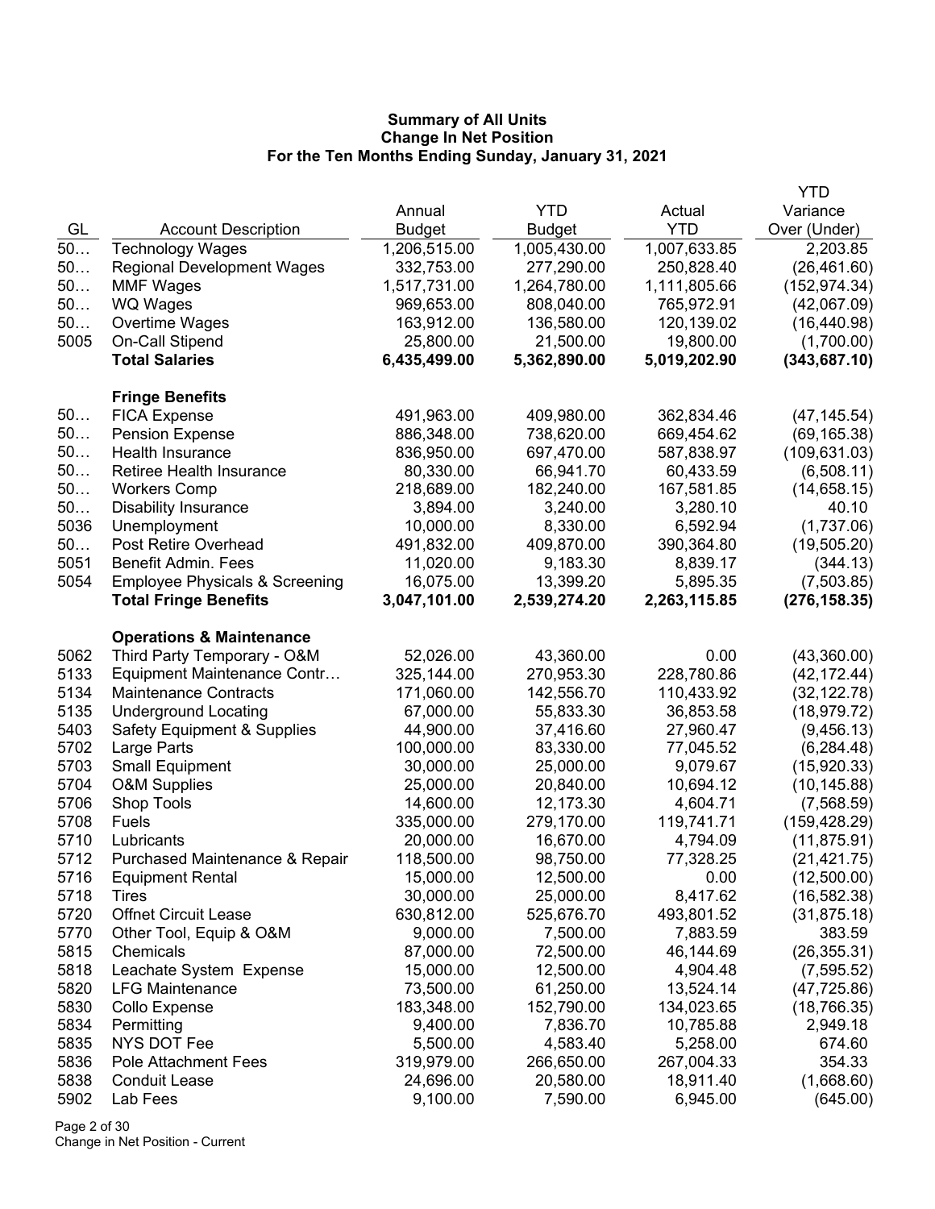**Summary of All Units**
**Change In Net Position**
**For the Ten Months Ending Sunday, January 31, 2021**

| GL | Account Description | Annual Budget | YTD Budget | Actual YTD | YTD Variance Over (Under) |
|---|---|---|---|---|---|
| 50… | Technology Wages | 1,206,515.00 | 1,005,430.00 | 1,007,633.85 | 2,203.85 |
| 50… | Regional Development Wages | 332,753.00 | 277,290.00 | 250,828.40 | (26,461.60) |
| 50… | MMF Wages | 1,517,731.00 | 1,264,780.00 | 1,111,805.66 | (152,974.34) |
| 50… | WQ Wages | 969,653.00 | 808,040.00 | 765,972.91 | (42,067.09) |
| 50… | Overtime Wages | 163,912.00 | 136,580.00 | 120,139.02 | (16,440.98) |
| 5005 | On-Call Stipend | 25,800.00 | 21,500.00 | 19,800.00 | (1,700.00) |
| | **Total Salaries** | **6,435,499.00** | **5,362,890.00** | **5,019,202.90** | **(343,687.10)** |
| | **Fringe Benefits** | | | | |
| 50… | FICA Expense | 491,963.00 | 409,980.00 | 362,834.46 | (47,145.54) |
| 50… | Pension Expense | 886,348.00 | 738,620.00 | 669,454.62 | (69,165.38) |
| 50… | Health Insurance | 836,950.00 | 697,470.00 | 587,838.97 | (109,631.03) |
| 50… | Retiree Health Insurance | 80,330.00 | 66,941.70 | 60,433.59 | (6,508.11) |
| 50… | Workers Comp | 218,689.00 | 182,240.00 | 167,581.85 | (14,658.15) |
| 50… | Disability Insurance | 3,894.00 | 3,240.00 | 3,280.10 | 40.10 |
| 5036 | Unemployment | 10,000.00 | 8,330.00 | 6,592.94 | (1,737.06) |
| 50… | Post Retire Overhead | 491,832.00 | 409,870.00 | 390,364.80 | (19,505.20) |
| 5051 | Benefit Admin. Fees | 11,020.00 | 9,183.30 | 8,839.17 | (344.13) |
| 5054 | Employee Physicals & Screening | 16,075.00 | 13,399.20 | 5,895.35 | (7,503.85) |
| | **Total Fringe Benefits** | **3,047,101.00** | **2,539,274.20** | **2,263,115.85** | **(276,158.35)** |
| | **Operations & Maintenance** | | | | |
| 5062 | Third Party Temporary - O&M | 52,026.00 | 43,360.00 | 0.00 | (43,360.00) |
| 5133 | Equipment Maintenance Contr… | 325,144.00 | 270,953.30 | 228,780.86 | (42,172.44) |
| 5134 | Maintenance Contracts | 171,060.00 | 142,556.70 | 110,433.92 | (32,122.78) |
| 5135 | Underground Locating | 67,000.00 | 55,833.30 | 36,853.58 | (18,979.72) |
| 5403 | Safety Equipment & Supplies | 44,900.00 | 37,416.60 | 27,960.47 | (9,456.13) |
| 5702 | Large Parts | 100,000.00 | 83,330.00 | 77,045.52 | (6,284.48) |
| 5703 | Small Equipment | 30,000.00 | 25,000.00 | 9,079.67 | (15,920.33) |
| 5704 | O&M Supplies | 25,000.00 | 20,840.00 | 10,694.12 | (10,145.88) |
| 5706 | Shop Tools | 14,600.00 | 12,173.30 | 4,604.71 | (7,568.59) |
| 5708 | Fuels | 335,000.00 | 279,170.00 | 119,741.71 | (159,428.29) |
| 5710 | Lubricants | 20,000.00 | 16,670.00 | 4,794.09 | (11,875.91) |
| 5712 | Purchased Maintenance & Repair | 118,500.00 | 98,750.00 | 77,328.25 | (21,421.75) |
| 5716 | Equipment Rental | 15,000.00 | 12,500.00 | 0.00 | (12,500.00) |
| 5718 | Tires | 30,000.00 | 25,000.00 | 8,417.62 | (16,582.38) |
| 5720 | Offnet Circuit Lease | 630,812.00 | 525,676.70 | 493,801.52 | (31,875.18) |
| 5770 | Other Tool, Equip & O&M | 9,000.00 | 7,500.00 | 7,883.59 | 383.59 |
| 5815 | Chemicals | 87,000.00 | 72,500.00 | 46,144.69 | (26,355.31) |
| 5818 | Leachate System Expense | 15,000.00 | 12,500.00 | 4,904.48 | (7,595.52) |
| 5820 | LFG Maintenance | 73,500.00 | 61,250.00 | 13,524.14 | (47,725.86) |
| 5830 | Collo Expense | 183,348.00 | 152,790.00 | 134,023.65 | (18,766.35) |
| 5834 | Permitting | 9,400.00 | 7,836.70 | 10,785.88 | 2,949.18 |
| 5835 | NYS DOT Fee | 5,500.00 | 4,583.40 | 5,258.00 | 674.60 |
| 5836 | Pole Attachment Fees | 319,979.00 | 266,650.00 | 267,004.33 | 354.33 |
| 5838 | Conduit Lease | 24,696.00 | 20,580.00 | 18,911.40 | (1,668.60) |
| 5902 | Lab Fees | 9,100.00 | 7,590.00 | 6,945.00 | (645.00) |

Change in Net Position - Current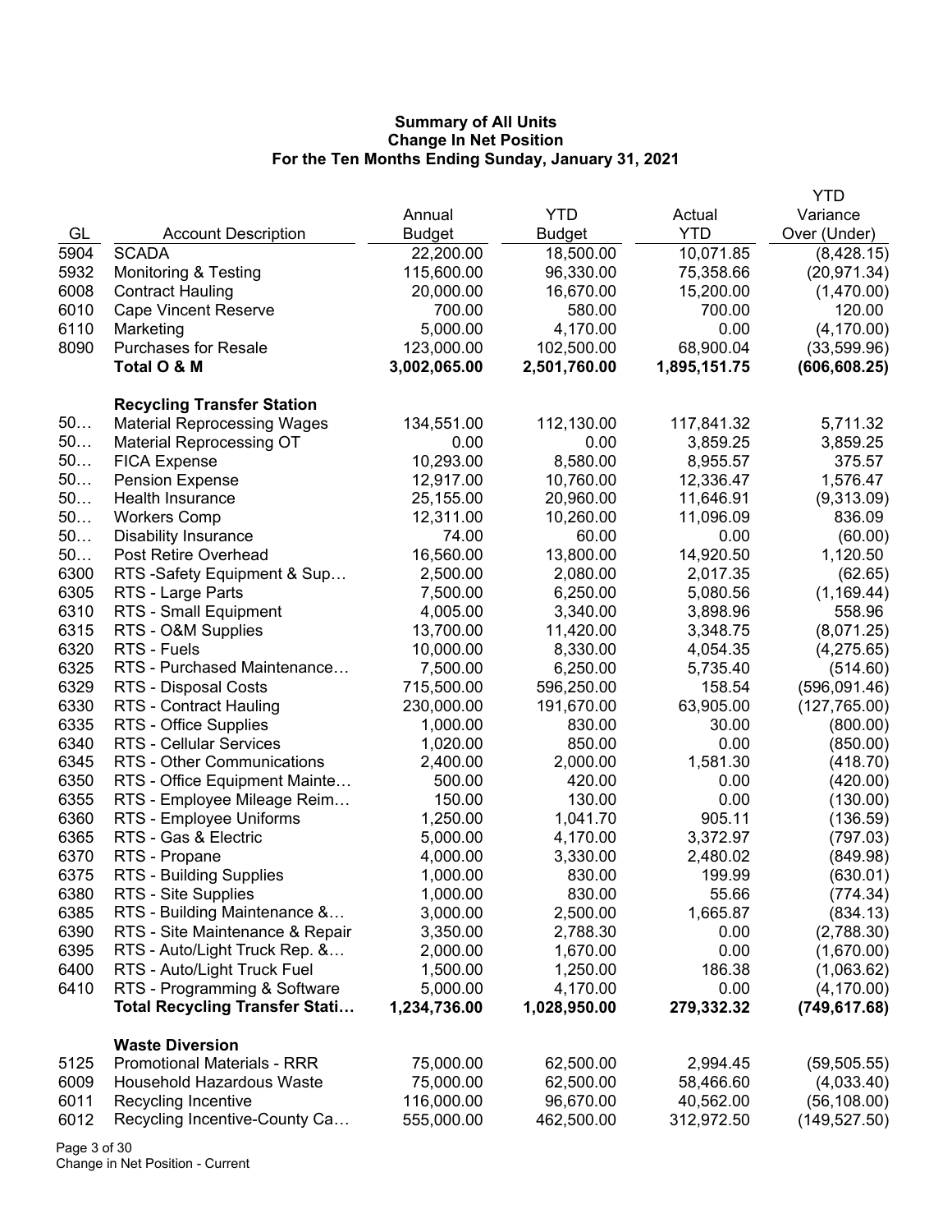**Summary of All Units**
**Change In Net Position**
**For the Ten Months Ending Sunday, January 31, 2021**

| GL | Account Description | Annual Budget | YTD Budget | Actual YTD | YTD Variance Over (Under) |
|---|---|---|---|---|---|
| 5904 | SCADA | 22,200.00 | 18,500.00 | 10,071.85 | (8,428.15) |
| 5932 | Monitoring & Testing | 115,600.00 | 96,330.00 | 75,358.66 | (20,971.34) |
| 6008 | Contract Hauling | 20,000.00 | 16,670.00 | 15,200.00 | (1,470.00) |
| 6010 | Cape Vincent Reserve | 700.00 | 580.00 | 700.00 | 120.00 |
| 6110 | Marketing | 5,000.00 | 4,170.00 | 0.00 | (4,170.00) |
| 8090 | Purchases for Resale | 123,000.00 | 102,500.00 | 68,900.04 | (33,599.96) |
| | **Total O & M** | **3,002,065.00** | **2,501,760.00** | **1,895,151.75** | **(606,608.25)** |
| | | | | | |
| | **Recycling Transfer Station** | | | | |
| 50… | Material Reprocessing Wages | 134,551.00 | 112,130.00 | 117,841.32 | 5,711.32 |
| 50… | Material Reprocessing OT | 0.00 | 0.00 | 3,859.25 | 3,859.25 |
| 50… | FICA Expense | 10,293.00 | 8,580.00 | 8,955.57 | 375.57 |
| 50… | Pension Expense | 12,917.00 | 10,760.00 | 12,336.47 | 1,576.47 |
| 50… | Health Insurance | 25,155.00 | 20,960.00 | 11,646.91 | (9,313.09) |
| 50… | Workers Comp | 12,311.00 | 10,260.00 | 11,096.09 | 836.09 |
| 50… | Disability Insurance | 74.00 | 60.00 | 0.00 | (60.00) |
| 50… | Post Retire Overhead | 16,560.00 | 13,800.00 | 14,920.50 | 1,120.50 |
| 6300 | RTS -Safety Equipment & Sup… | 2,500.00 | 2,080.00 | 2,017.35 | (62.65) |
| 6305 | RTS - Large Parts | 7,500.00 | 6,250.00 | 5,080.56 | (1,169.44) |
| 6310 | RTS - Small Equipment | 4,005.00 | 3,340.00 | 3,898.96 | 558.96 |
| 6315 | RTS - O&M Supplies | 13,700.00 | 11,420.00 | 3,348.75 | (8,071.25) |
| 6320 | RTS - Fuels | 10,000.00 | 8,330.00 | 4,054.35 | (4,275.65) |
| 6325 | RTS - Purchased Maintenance… | 7,500.00 | 6,250.00 | 5,735.40 | (514.60) |
| 6329 | RTS - Disposal Costs | 715,500.00 | 596,250.00 | 158.54 | (596,091.46) |
| 6330 | RTS - Contract Hauling | 230,000.00 | 191,670.00 | 63,905.00 | (127,765.00) |
| 6335 | RTS - Office Supplies | 1,000.00 | 830.00 | 30.00 | (800.00) |
| 6340 | RTS - Cellular Services | 1,020.00 | 850.00 | 0.00 | (850.00) |
| 6345 | RTS - Other Communications | 2,400.00 | 2,000.00 | 1,581.30 | (418.70) |
| 6350 | RTS - Office Equipment Mainte… | 500.00 | 420.00 | 0.00 | (420.00) |
| 6355 | RTS - Employee Mileage Reim… | 150.00 | 130.00 | 0.00 | (130.00) |
| 6360 | RTS - Employee Uniforms | 1,250.00 | 1,041.70 | 905.11 | (136.59) |
| 6365 | RTS - Gas & Electric | 5,000.00 | 4,170.00 | 3,372.97 | (797.03) |
| 6370 | RTS - Propane | 4,000.00 | 3,330.00 | 2,480.02 | (849.98) |
| 6375 | RTS - Building Supplies | 1,000.00 | 830.00 | 199.99 | (630.01) |
| 6380 | RTS - Site Supplies | 1,000.00 | 830.00 | 55.66 | (774.34) |
| 6385 | RTS - Building Maintenance &… | 3,000.00 | 2,500.00 | 1,665.87 | (834.13) |
| 6390 | RTS - Site Maintenance & Repair | 3,350.00 | 2,788.30 | 0.00 | (2,788.30) |
| 6395 | RTS - Auto/Light Truck Rep. &… | 2,000.00 | 1,670.00 | 0.00 | (1,670.00) |
| 6400 | RTS - Auto/Light Truck Fuel | 1,500.00 | 1,250.00 | 186.38 | (1,063.62) |
| 6410 | RTS - Programming & Software | 5,000.00 | 4,170.00 | 0.00 | (4,170.00) |
| | **Total Recycling Transfer Stati…** | **1,234,736.00** | **1,028,950.00** | **279,332.32** | **(749,617.68)** |
| | | | | | |
| | **Waste Diversion** | | | | |
| 5125 | Promotional Materials - RRR | 75,000.00 | 62,500.00 | 2,994.45 | (59,505.55) |
| 6009 | Household Hazardous Waste | 75,000.00 | 62,500.00 | 58,466.60 | (4,033.40) |
| 6011 | Recycling Incentive | 116,000.00 | 96,670.00 | 40,562.00 | (56,108.00) |
| 6012 | Recycling Incentive-County Ca… | 555,000.00 | 462,500.00 | 312,972.50 | (149,527.50) |

Change in Net Position - Current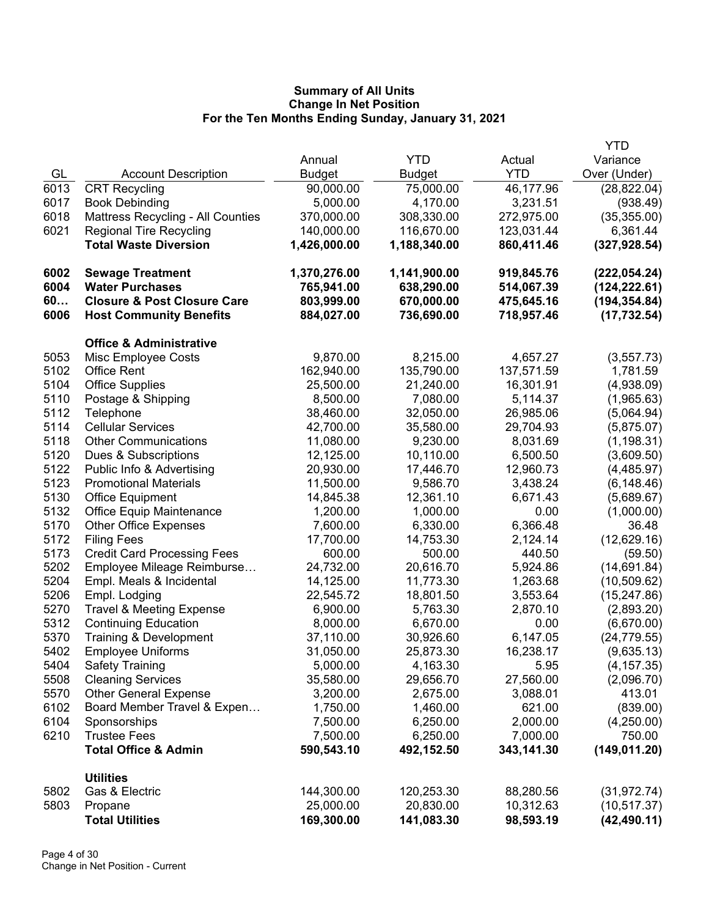**Summary of All Units**
**Change In Net Position**
**For the Ten Months Ending Sunday, January 31, 2021**

| GL | Account Description | Annual Budget | YTD Budget | Actual YTD | YTD Variance Over (Under) |
|---|---|---|---|---|---|
| 6013 | CRT Recycling | 90,000.00 | 75,000.00 | 46,177.96 | (28,822.04) |
| 6017 | Book Debinding | 5,000.00 | 4,170.00 | 3,231.51 | (938.49) |
| 6018 | Mattress Recycling - All Counties | 370,000.00 | 308,330.00 | 272,975.00 | (35,355.00) |
| 6021 | Regional Tire Recycling | 140,000.00 | 116,670.00 | 123,031.44 | 6,361.44 |
| | **Total Waste Diversion** | **1,426,000.00** | **1,188,340.00** | **860,411.46** | **(327,928.54)** |
| | | | | | |
| **6002** | **Sewage Treatment** | **1,370,276.00** | **1,141,900.00** | **919,845.76** | **(222,054.24)** |
| **6004** | **Water Purchases** | **765,941.00** | **638,290.00** | **514,067.39** | **(124,222.61)** |
| **60…** | **Closure & Post Closure Care** | **803,999.00** | **670,000.00** | **475,645.16** | **(194,354.84)** |
| **6006** | **Host Community Benefits** | **884,027.00** | **736,690.00** | **718,957.46** | **(17,732.54)** |
| | | | | | |
| | **Office & Administrative** | | | | |
| 5053 | Misc Employee Costs | 9,870.00 | 8,215.00 | 4,657.27 | (3,557.73) |
| 5102 | Office Rent | 162,940.00 | 135,790.00 | 137,571.59 | 1,781.59 |
| 5104 | Office Supplies | 25,500.00 | 21,240.00 | 16,301.91 | (4,938.09) |
| 5110 | Postage & Shipping | 8,500.00 | 7,080.00 | 5,114.37 | (1,965.63) |
| 5112 | Telephone | 38,460.00 | 32,050.00 | 26,985.06 | (5,064.94) |
| 5114 | Cellular Services | 42,700.00 | 35,580.00 | 29,704.93 | (5,875.07) |
| 5118 | Other Communications | 11,080.00 | 9,230.00 | 8,031.69 | (1,198.31) |
| 5120 | Dues & Subscriptions | 12,125.00 | 10,110.00 | 6,500.50 | (3,609.50) |
| 5122 | Public Info & Advertising | 20,930.00 | 17,446.70 | 12,960.73 | (4,485.97) |
| 5123 | Promotional Materials | 11,500.00 | 9,586.70 | 3,438.24 | (6,148.46) |
| 5130 | Office Equipment | 14,845.38 | 12,361.10 | 6,671.43 | (5,689.67) |
| 5132 | Office Equip Maintenance | 1,200.00 | 1,000.00 | 0.00 | (1,000.00) |
| 5170 | Other Office Expenses | 7,600.00 | 6,330.00 | 6,366.48 | 36.48 |
| 5172 | Filing Fees | 17,700.00 | 14,753.30 | 2,124.14 | (12,629.16) |
| 5173 | Credit Card Processing Fees | 600.00 | 500.00 | 440.50 | (59.50) |
| 5202 | Employee Mileage Reimburse… | 24,732.00 | 20,616.70 | 5,924.86 | (14,691.84) |
| 5204 | Empl. Meals & Incidental | 14,125.00 | 11,773.30 | 1,263.68 | (10,509.62) |
| 5206 | Empl. Lodging | 22,545.72 | 18,801.50 | 3,553.64 | (15,247.86) |
| 5270 | Travel & Meeting Expense | 6,900.00 | 5,763.30 | 2,870.10 | (2,893.20) |
| 5312 | Continuing Education | 8,000.00 | 6,670.00 | 0.00 | (6,670.00) |
| 5370 | Training & Development | 37,110.00 | 30,926.60 | 6,147.05 | (24,779.55) |
| 5402 | Employee Uniforms | 31,050.00 | 25,873.30 | 16,238.17 | (9,635.13) |
| 5404 | Safety Training | 5,000.00 | 4,163.30 | 5.95 | (4,157.35) |
| 5508 | Cleaning Services | 35,580.00 | 29,656.70 | 27,560.00 | (2,096.70) |
| 5570 | Other General Expense | 3,200.00 | 2,675.00 | 3,088.01 | 413.01 |
| 6102 | Board Member Travel & Expen… | 1,750.00 | 1,460.00 | 621.00 | (839.00) |
| 6104 | Sponsorships | 7,500.00 | 6,250.00 | 2,000.00 | (4,250.00) |
| 6210 | Trustee Fees | 7,500.00 | 6,250.00 | 7,000.00 | 750.00 |
| | **Total Office & Admin** | **590,543.10** | **492,152.50** | **343,141.30** | **(149,011.20)** |
| | | | | | |
| | **Utilities** | | | | |
| 5802 | Gas & Electric | 144,300.00 | 120,253.30 | 88,280.56 | (31,972.74) |
| 5803 | Propane | 25,000.00 | 20,830.00 | 10,312.63 | (10,517.37) |
| | **Total Utilities** | **169,300.00** | **141,083.30** | **98,593.19** | **(42,490.11)** |

Change in Net Position - Current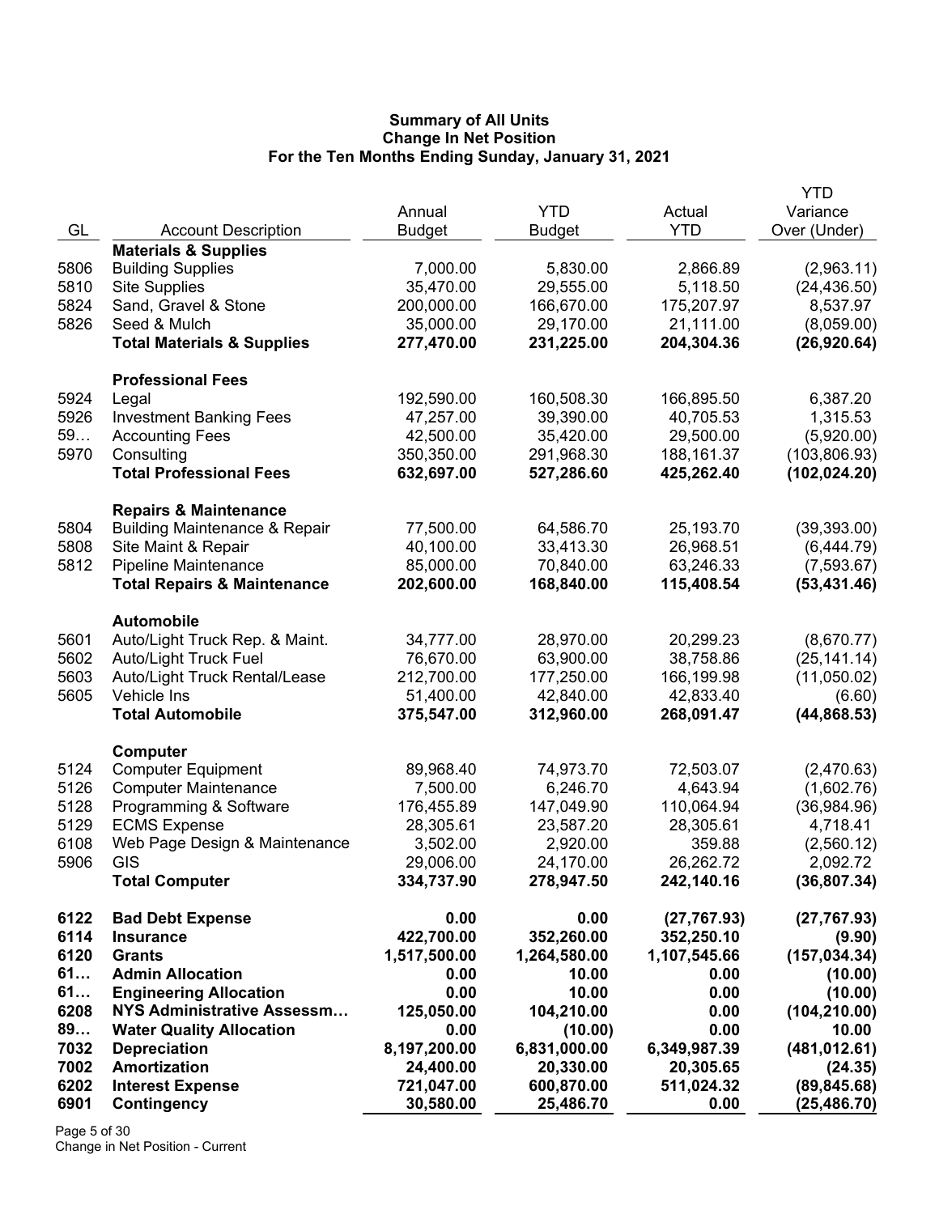# Summary of All Units
## Change In Net Position
### For the Ten Months Ending Sunday, January 31, 2021

| GL | Account Description | Annual Budget | YTD Budget | Actual YTD | YTD Variance Over (Under) |
|---|---|---|---|---|---|
| | **Materials & Supplies** | | | | |
| 5806 | Building Supplies | 7,000.00 | 5,830.00 | 2,866.89 | (2,963.11) |
| 5810 | Site Supplies | 35,470.00 | 29,555.00 | 5,118.50 | (24,436.50) |
| 5824 | Sand, Gravel & Stone | 200,000.00 | 166,670.00 | 175,207.97 | 8,537.97 |
| 5826 | Seed & Mulch | 35,000.00 | 29,170.00 | 21,111.00 | (8,059.00) |
| | **Total Materials & Supplies** | **277,470.00** | **231,225.00** | **204,304.36** | **(26,920.64)** |
| | **Professional Fees** | | | | |
| 5924 | Legal | 192,590.00 | 160,508.30 | 166,895.50 | 6,387.20 |
| 5926 | Investment Banking Fees | 47,257.00 | 39,390.00 | 40,705.53 | 1,315.53 |
| 59… | Accounting Fees | 42,500.00 | 35,420.00 | 29,500.00 | (5,920.00) |
| 5970 | Consulting | 350,350.00 | 291,968.30 | 188,161.37 | (103,806.93) |
| | **Total Professional Fees** | **632,697.00** | **527,286.60** | **425,262.40** | **(102,024.20)** |
| | **Repairs & Maintenance** | | | | |
| 5804 | Building Maintenance & Repair | 77,500.00 | 64,586.70 | 25,193.70 | (39,393.00) |
| 5808 | Site Maint & Repair | 40,100.00 | 33,413.30 | 26,968.51 | (6,444.79) |
| 5812 | Pipeline Maintenance | 85,000.00 | 70,840.00 | 63,246.33 | (7,593.67) |
| | **Total Repairs & Maintenance** | **202,600.00** | **168,840.00** | **115,408.54** | **(53,431.46)** |
| | **Automobile** | | | | |
| 5601 | Auto/Light Truck Rep. & Maint. | 34,777.00 | 28,970.00 | 20,299.23 | (8,670.77) |
| 5602 | Auto/Light Truck Fuel | 76,670.00 | 63,900.00 | 38,758.86 | (25,141.14) |
| 5603 | Auto/Light Truck Rental/Lease | 212,700.00 | 177,250.00 | 166,199.98 | (11,050.02) |
| 5605 | Vehicle Ins | 51,400.00 | 42,840.00 | 42,833.40 | (6.60) |
| | **Total Automobile** | **375,547.00** | **312,960.00** | **268,091.47** | **(44,868.53)** |
| | **Computer** | | | | |
| 5124 | Computer Equipment | 89,968.40 | 74,973.70 | 72,503.07 | (2,470.63) |
| 5126 | Computer Maintenance | 7,500.00 | 6,246.70 | 4,643.94 | (1,602.76) |
| 5128 | Programming & Software | 176,455.89 | 147,049.90 | 110,064.94 | (36,984.96) |
| 5129 | ECMS Expense | 28,305.61 | 23,587.20 | 28,305.61 | 4,718.41 |
| 6108 | Web Page Design & Maintenance | 3,502.00 | 2,920.00 | 359.88 | (2,560.12) |
| 5906 | GIS | 29,006.00 | 24,170.00 | 26,262.72 | 2,092.72 |
| | **Total Computer** | **334,737.90** | **278,947.50** | **242,140.16** | **(36,807.34)** |
| **6122** | **Bad Debt Expense** | **0.00** | **0.00** | **(27,767.93)** | **(27,767.93)** |
| **6114** | **Insurance** | **422,700.00** | **352,260.00** | **352,250.10** | **(9.90)** |
| **6120** | **Grants** | **1,517,500.00** | **1,264,580.00** | **1,107,545.66** | **(157,034.34)** |
| **61…** | **Admin Allocation** | **0.00** | **10.00** | **0.00** | **(10.00)** |
| **61…** | **Engineering Allocation** | **0.00** | **10.00** | **0.00** | **(10.00)** |
| **6208** | **NYS Administrative Assessm…** | **125,050.00** | **104,210.00** | **0.00** | **(104,210.00)** |
| **89…** | **Water Quality Allocation** | **0.00** | **(10.00)** | **0.00** | **10.00** |
| **7032** | **Depreciation** | **8,197,200.00** | **6,831,000.00** | **6,349,987.39** | **(481,012.61)** |
| **7002** | **Amortization** | **24,400.00** | **20,330.00** | **20,305.65** | **(24.35)** |
| **6202** | **Interest Expense** | **721,047.00** | **600,870.00** | **511,024.32** | **(89,845.68)** |
| **6901** | **Contingency** | **30,580.00** | **25,486.70** | **0.00** | **(25,486.70)** |

Change in Net Position - Current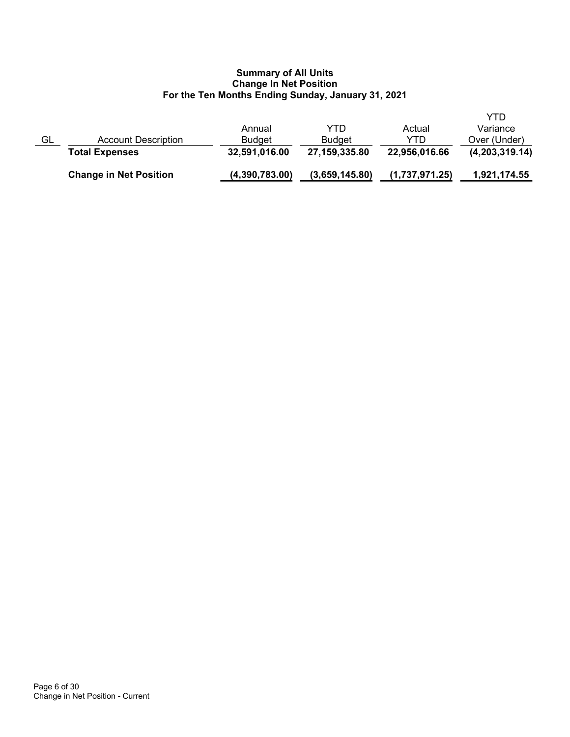**Summary of All Units**
**Change In Net Position**
**For the Ten Months Ending Sunday, January 31, 2021**

| GL | Account Description | Annual Budget | YTD Budget | Actual YTD | YTD Variance Over (Under) |
|---|---|---|---|---|---|
| | **Total Expenses** | **32,591,016.00** | **27,159,335.80** | **22,956,016.66** | **(4,203,319.14)** |
| | **Change in Net Position** | **(4,390,783.00)** | **(3,659,145.80)** | **(1,737,971.25)** | **1,921,174.55** |

Change in Net Position - Current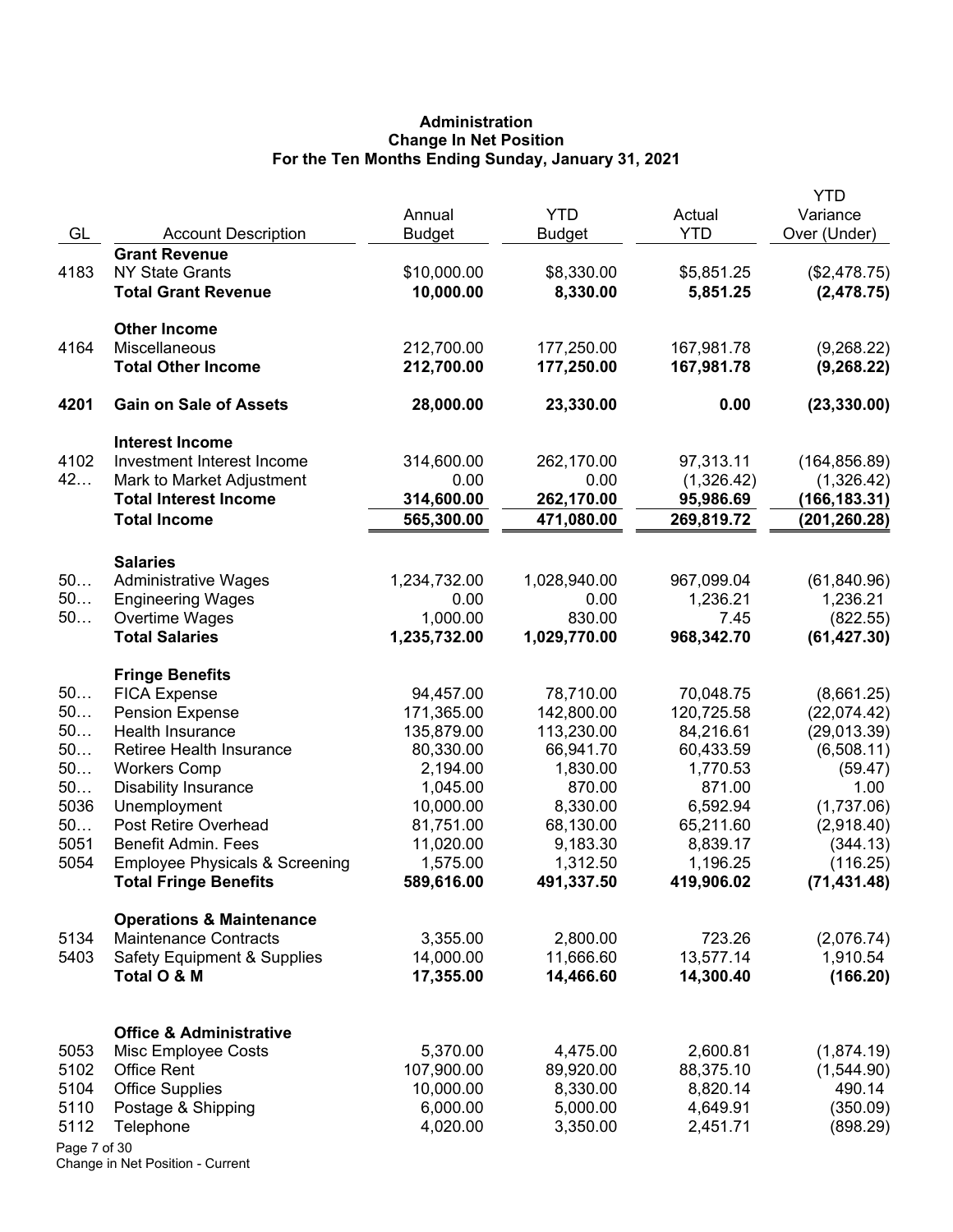# Administration
## Change In Net Position
### For the Ten Months Ending Sunday, January 31, 2021

| GL | Account Description | Annual Budget | YTD Budget | Actual YTD | YTD Variance Over (Under) |
|---|---|---|---|---|---|
| | **Grant Revenue** | | | | |
| 4183 | NY State Grants | $10,000.00 | $8,330.00 | $5,851.25 | ($2,478.75) |
| | **Total Grant Revenue** | **10,000.00** | **8,330.00** | **5,851.25** | **(2,478.75)** |
| | **Other Income** | | | | |
| 4164 | Miscellaneous | 212,700.00 | 177,250.00 | 167,981.78 | (9,268.22) |
| | **Total Other Income** | **212,700.00** | **177,250.00** | **167,981.78** | **(9,268.22)** |
| **4201** | **Gain on Sale of Assets** | **28,000.00** | **23,330.00** | **0.00** | **(23,330.00)** |
| | **Interest Income** | | | | |
| 4102 | Investment Interest Income | 314,600.00 | 262,170.00 | 97,313.11 | (164,856.89) |
| 42… | Mark to Market Adjustment | 0.00 | 0.00 | (1,326.42) | (1,326.42) |
| | **Total Interest Income** | **314,600.00** | **262,170.00** | **95,986.69** | **(166,183.31)** |
| | **Total Income** | **565,300.00** | **471,080.00** | **269,819.72** | **(201,260.28)** |
| | **Salaries** | | | | |
| 50… | Administrative Wages | 1,234,732.00 | 1,028,940.00 | 967,099.04 | (61,840.96) |
| 50… | Engineering Wages | 0.00 | 0.00 | 1,236.21 | 1,236.21 |
| 50… | Overtime Wages | 1,000.00 | 830.00 | 7.45 | (822.55) |
| | **Total Salaries** | **1,235,732.00** | **1,029,770.00** | **968,342.70** | **(61,427.30)** |
| | **Fringe Benefits** | | | | |
| 50… | FICA Expense | 94,457.00 | 78,710.00 | 70,048.75 | (8,661.25) |
| 50… | Pension Expense | 171,365.00 | 142,800.00 | 120,725.58 | (22,074.42) |
| 50… | Health Insurance | 135,879.00 | 113,230.00 | 84,216.61 | (29,013.39) |
| 50… | Retiree Health Insurance | 80,330.00 | 66,941.70 | 60,433.59 | (6,508.11) |
| 50… | Workers Comp | 2,194.00 | 1,830.00 | 1,770.53 | (59.47) |
| 50… | Disability Insurance | 1,045.00 | 870.00 | 871.00 | 1.00 |
| 5036 | Unemployment | 10,000.00 | 8,330.00 | 6,592.94 | (1,737.06) |
| 50… | Post Retire Overhead | 81,751.00 | 68,130.00 | 65,211.60 | (2,918.40) |
| 5051 | Benefit Admin. Fees | 11,020.00 | 9,183.30 | 8,839.17 | (344.13) |
| 5054 | Employee Physicals & Screening | 1,575.00 | 1,312.50 | 1,196.25 | (116.25) |
| | **Total Fringe Benefits** | **589,616.00** | **491,337.50** | **419,906.02** | **(71,431.48)** |
| | **Operations & Maintenance** | | | | |
| 5134 | Maintenance Contracts | 3,355.00 | 2,800.00 | 723.26 | (2,076.74) |
| 5403 | Safety Equipment & Supplies | 14,000.00 | 11,666.60 | 13,577.14 | 1,910.54 |
| | **Total O & M** | **17,355.00** | **14,466.60** | **14,300.40** | **(166.20)** |
| | **Office & Administrative** | | | | |
| 5053 | Misc Employee Costs | 5,370.00 | 4,475.00 | 2,600.81 | (1,874.19) |
| 5102 | Office Rent | 107,900.00 | 89,920.00 | 88,375.10 | (1,544.90) |
| 5104 | Office Supplies | 10,000.00 | 8,330.00 | 8,820.14 | 490.14 |
| 5110 | Postage & Shipping | 6,000.00 | 5,000.00 | 4,649.91 | (350.09) |
| 5112 | Telephone | 4,020.00 | 3,350.00 | 2,451.71 | (898.29) |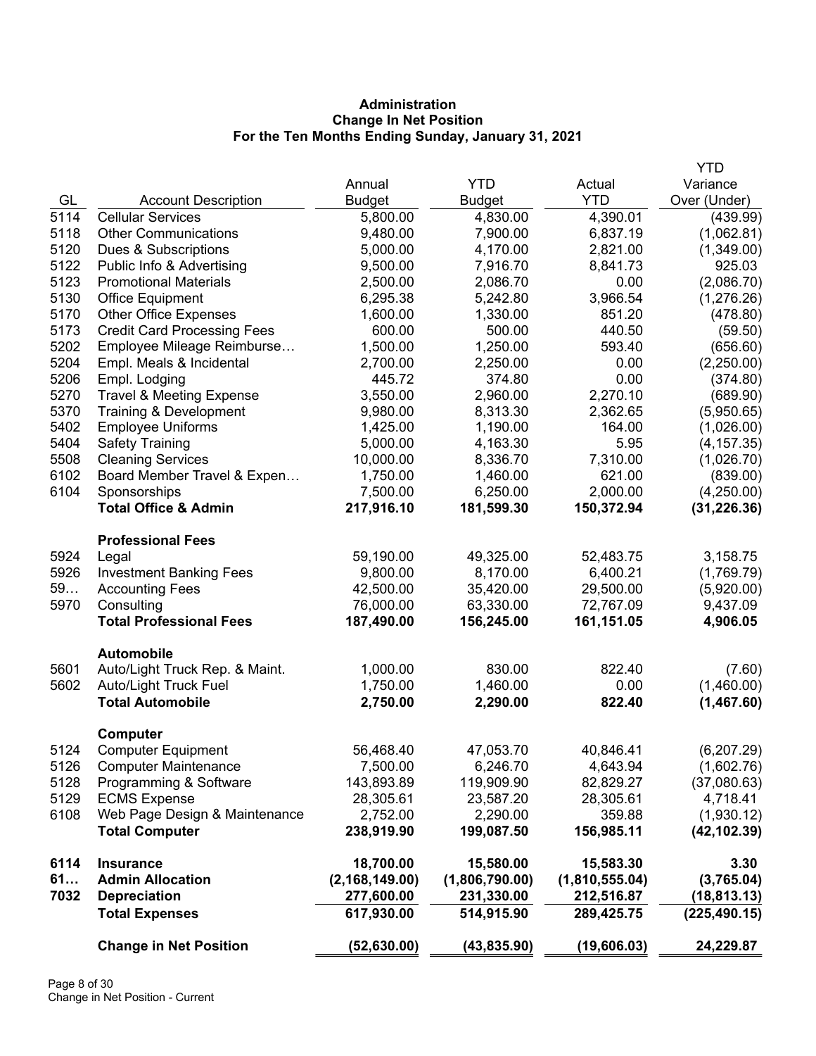**Administration**
**Change In Net Position**
**For the Ten Months Ending Sunday, January 31, 2021**

| GL | Account Description | Annual Budget | YTD Budget | Actual YTD | YTD Variance Over (Under) |
|---|---|---|---|---|---|
| 5114 | Cellular Services | 5,800.00 | 4,830.00 | 4,390.01 | (439.99) |
| 5118 | Other Communications | 9,480.00 | 7,900.00 | 6,837.19 | (1,062.81) |
| 5120 | Dues & Subscriptions | 5,000.00 | 4,170.00 | 2,821.00 | (1,349.00) |
| 5122 | Public Info & Advertising | 9,500.00 | 7,916.70 | 8,841.73 | 925.03 |
| 5123 | Promotional Materials | 2,500.00 | 2,086.70 | 0.00 | (2,086.70) |
| 5130 | Office Equipment | 6,295.38 | 5,242.80 | 3,966.54 | (1,276.26) |
| 5170 | Other Office Expenses | 1,600.00 | 1,330.00 | 851.20 | (478.80) |
| 5173 | Credit Card Processing Fees | 600.00 | 500.00 | 440.50 | (59.50) |
| 5202 | Employee Mileage Reimburse… | 1,500.00 | 1,250.00 | 593.40 | (656.60) |
| 5204 | Empl. Meals & Incidental | 2,700.00 | 2,250.00 | 0.00 | (2,250.00) |
| 5206 | Empl. Lodging | 445.72 | 374.80 | 0.00 | (374.80) |
| 5270 | Travel & Meeting Expense | 3,550.00 | 2,960.00 | 2,270.10 | (689.90) |
| 5370 | Training & Development | 9,980.00 | 8,313.30 | 2,362.65 | (5,950.65) |
| 5402 | Employee Uniforms | 1,425.00 | 1,190.00 | 164.00 | (1,026.00) |
| 5404 | Safety Training | 5,000.00 | 4,163.30 | 5.95 | (4,157.35) |
| 5508 | Cleaning Services | 10,000.00 | 8,336.70 | 7,310.00 | (1,026.70) |
| 6102 | Board Member Travel & Expen… | 1,750.00 | 1,460.00 | 621.00 | (839.00) |
| 6104 | Sponsorships | 7,500.00 | 6,250.00 | 2,000.00 | (4,250.00) |
| | **Total Office & Admin** | **217,916.10** | **181,599.30** | **150,372.94** | **(31,226.36)** |
| | **Professional Fees** | | | | |
| 5924 | Legal | 59,190.00 | 49,325.00 | 52,483.75 | 3,158.75 |
| 5926 | Investment Banking Fees | 9,800.00 | 8,170.00 | 6,400.21 | (1,769.79) |
| 59… | Accounting Fees | 42,500.00 | 35,420.00 | 29,500.00 | (5,920.00) |
| 5970 | Consulting | 76,000.00 | 63,330.00 | 72,767.09 | 9,437.09 |
| | **Total Professional Fees** | **187,490.00** | **156,245.00** | **161,151.05** | **4,906.05** |
| | **Automobile** | | | | |
| 5601 | Auto/Light Truck Rep. & Maint. | 1,000.00 | 830.00 | 822.40 | (7.60) |
| 5602 | Auto/Light Truck Fuel | 1,750.00 | 1,460.00 | 0.00 | (1,460.00) |
| | **Total Automobile** | **2,750.00** | **2,290.00** | **822.40** | **(1,467.60)** |
| | **Computer** | | | | |
| 5124 | Computer Equipment | 56,468.40 | 47,053.70 | 40,846.41 | (6,207.29) |
| 5126 | Computer Maintenance | 7,500.00 | 6,246.70 | 4,643.94 | (1,602.76) |
| 5128 | Programming & Software | 143,893.89 | 119,909.90 | 82,829.27 | (37,080.63) |
| 5129 | ECMS Expense | 28,305.61 | 23,587.20 | 28,305.61 | 4,718.41 |
| 6108 | Web Page Design & Maintenance | 2,752.00 | 2,290.00 | 359.88 | (1,930.12) |
| | **Total Computer** | **238,919.90** | **199,087.50** | **156,985.11** | **(42,102.39)** |
| **6114** | **Insurance** | **18,700.00** | **15,580.00** | **15,583.30** | **3.30** |
| **61…** | **Admin Allocation** | **(2,168,149.00)** | **(1,806,790.00)** | **(1,810,555.04)** | **(3,765.04)** |
| **7032** | **Depreciation** | **277,600.00** | **231,330.00** | **212,516.87** | **(18,813.13)** |
| | **Total Expenses** | **617,930.00** | **514,915.90** | **289,425.75** | **(225,490.15)** |
| | **Change in Net Position** | **(52,630.00)** | **(43,835.90)** | **(19,606.03)** | **24,229.87** |

Change in Net Position - Current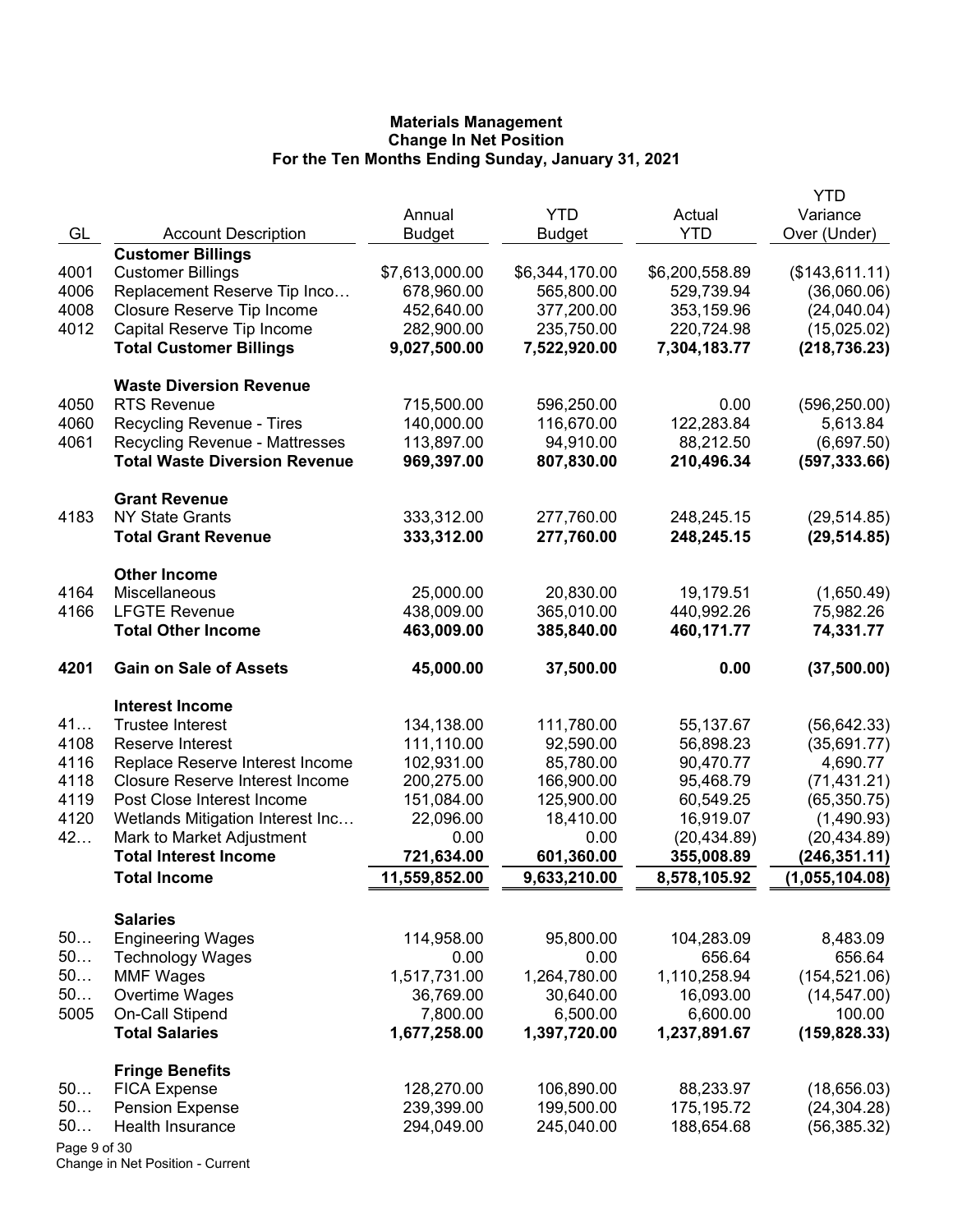# Materials Management
## Change In Net Position
### For the Ten Months Ending Sunday, January 31, 2021

| GL | Account Description | Annual Budget | YTD Budget | Actual YTD | YTD Variance Over (Under) |
|---|---|---|---|---|---|
| | **Customer Billings** | | | | |
| 4001 | Customer Billings | $7,613,000.00 | $6,344,170.00 | $6,200,558.89 | ($143,611.11) |
| 4006 | Replacement Reserve Tip Inco… | 678,960.00 | 565,800.00 | 529,739.94 | (36,060.06) |
| 4008 | Closure Reserve Tip Income | 452,640.00 | 377,200.00 | 353,159.96 | (24,040.04) |
| 4012 | Capital Reserve Tip Income | 282,900.00 | 235,750.00 | 220,724.98 | (15,025.02) |
| | **Total Customer Billings** | **9,027,500.00** | **7,522,920.00** | **7,304,183.77** | **(218,736.23)** |
| | **Waste Diversion Revenue** | | | | |
| 4050 | RTS Revenue | 715,500.00 | 596,250.00 | 0.00 | (596,250.00) |
| 4060 | Recycling Revenue - Tires | 140,000.00 | 116,670.00 | 122,283.84 | 5,613.84 |
| 4061 | Recycling Revenue - Mattresses | 113,897.00 | 94,910.00 | 88,212.50 | (6,697.50) |
| | **Total Waste Diversion Revenue** | **969,397.00** | **807,830.00** | **210,496.34** | **(597,333.66)** |
| | **Grant Revenue** | | | | |
| 4183 | NY State Grants | 333,312.00 | 277,760.00 | 248,245.15 | (29,514.85) |
| | **Total Grant Revenue** | **333,312.00** | **277,760.00** | **248,245.15** | **(29,514.85)** |
| | **Other Income** | | | | |
| 4164 | Miscellaneous | 25,000.00 | 20,830.00 | 19,179.51 | (1,650.49) |
| 4166 | LFGTE Revenue | 438,009.00 | 365,010.00 | 440,992.26 | 75,982.26 |
| | **Total Other Income** | **463,009.00** | **385,840.00** | **460,171.77** | **74,331.77** |
| **4201** | **Gain on Sale of Assets** | **45,000.00** | **37,500.00** | **0.00** | **(37,500.00)** |
| | **Interest Income** | | | | |
| 41… | Trustee Interest | 134,138.00 | 111,780.00 | 55,137.67 | (56,642.33) |
| 4108 | Reserve Interest | 111,110.00 | 92,590.00 | 56,898.23 | (35,691.77) |
| 4116 | Replace Reserve Interest Income | 102,931.00 | 85,780.00 | 90,470.77 | 4,690.77 |
| 4118 | Closure Reserve Interest Income | 200,275.00 | 166,900.00 | 95,468.79 | (71,431.21) |
| 4119 | Post Close Interest Income | 151,084.00 | 125,900.00 | 60,549.25 | (65,350.75) |
| 4120 | Wetlands Mitigation Interest Inc… | 22,096.00 | 18,410.00 | 16,919.07 | (1,490.93) |
| 42… | Mark to Market Adjustment | 0.00 | 0.00 | (20,434.89) | (20,434.89) |
| | **Total Interest Income** | **721,634.00** | **601,360.00** | **355,008.89** | **(246,351.11)** |
| | **Total Income** | **11,559,852.00** | **9,633,210.00** | **8,578,105.92** | **(1,055,104.08)** |
| | **Salaries** | | | | |
| 50… | Engineering Wages | 114,958.00 | 95,800.00 | 104,283.09 | 8,483.09 |
| 50… | Technology Wages | 0.00 | 0.00 | 656.64 | 656.64 |
| 50… | MMF Wages | 1,517,731.00 | 1,264,780.00 | 1,110,258.94 | (154,521.06) |
| 50… | Overtime Wages | 36,769.00 | 30,640.00 | 16,093.00 | (14,547.00) |
| 5005 | On-Call Stipend | 7,800.00 | 6,500.00 | 6,600.00 | 100.00 |
| | **Total Salaries** | **1,677,258.00** | **1,397,720.00** | **1,237,891.67** | **(159,828.33)** |
| | **Fringe Benefits** | | | | |
| 50… | FICA Expense | 128,270.00 | 106,890.00 | 88,233.97 | (18,656.03) |
| 50… | Pension Expense | 239,399.00 | 199,500.00 | 175,195.72 | (24,304.28) |
| 50… | Health Insurance | 294,049.00 | 245,040.00 | 188,654.68 | (56,385.32) |

Change in Net Position - Current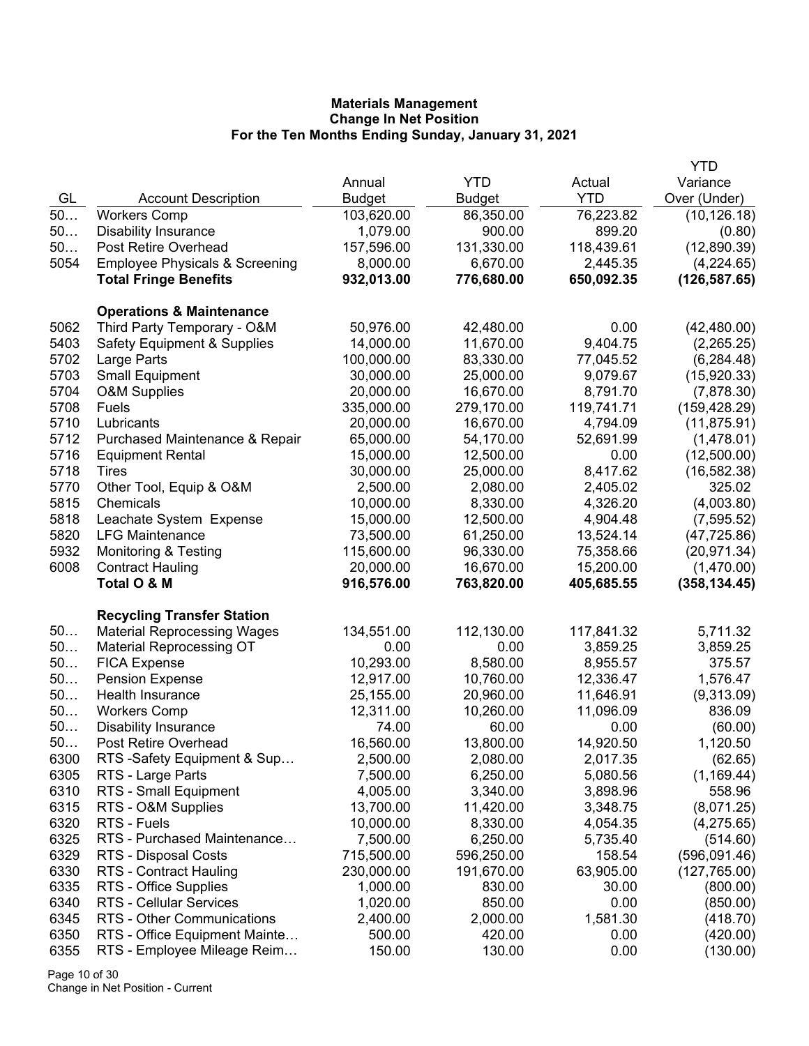**Materials Management**
**Change In Net Position**
**For the Ten Months Ending Sunday, January 31, 2021**

| GL | Account Description | Annual Budget | YTD Budget | Actual YTD | YTD Variance Over (Under) |
|---|---|---|---|---|---|
| 50… | Workers Comp | 103,620.00 | 86,350.00 | 76,223.82 | (10,126.18) |
| 50… | Disability Insurance | 1,079.00 | 900.00 | 899.20 | (0.80) |
| 50… | Post Retire Overhead | 157,596.00 | 131,330.00 | 118,439.61 | (12,890.39) |
| 5054 | Employee Physicals & Screening | 8,000.00 | 6,670.00 | 2,445.35 | (4,224.65) |
| | **Total Fringe Benefits** | **932,013.00** | **776,680.00** | **650,092.35** | **(126,587.65)** |
| | **Operations & Maintenance** | | | | |
| 5062 | Third Party Temporary - O&M | 50,976.00 | 42,480.00 | 0.00 | (42,480.00) |
| 5403 | Safety Equipment & Supplies | 14,000.00 | 11,670.00 | 9,404.75 | (2,265.25) |
| 5702 | Large Parts | 100,000.00 | 83,330.00 | 77,045.52 | (6,284.48) |
| 5703 | Small Equipment | 30,000.00 | 25,000.00 | 9,079.67 | (15,920.33) |
| 5704 | O&M Supplies | 20,000.00 | 16,670.00 | 8,791.70 | (7,878.30) |
| 5708 | Fuels | 335,000.00 | 279,170.00 | 119,741.71 | (159,428.29) |
| 5710 | Lubricants | 20,000.00 | 16,670.00 | 4,794.09 | (11,875.91) |
| 5712 | Purchased Maintenance & Repair | 65,000.00 | 54,170.00 | 52,691.99 | (1,478.01) |
| 5716 | Equipment Rental | 15,000.00 | 12,500.00 | 0.00 | (12,500.00) |
| 5718 | Tires | 30,000.00 | 25,000.00 | 8,417.62 | (16,582.38) |
| 5770 | Other Tool, Equip & O&M | 2,500.00 | 2,080.00 | 2,405.02 | 325.02 |
| 5815 | Chemicals | 10,000.00 | 8,330.00 | 4,326.20 | (4,003.80) |
| 5818 | Leachate System Expense | 15,000.00 | 12,500.00 | 4,904.48 | (7,595.52) |
| 5820 | LFG Maintenance | 73,500.00 | 61,250.00 | 13,524.14 | (47,725.86) |
| 5932 | Monitoring & Testing | 115,600.00 | 96,330.00 | 75,358.66 | (20,971.34) |
| 6008 | Contract Hauling | 20,000.00 | 16,670.00 | 15,200.00 | (1,470.00) |
| | **Total O & M** | **916,576.00** | **763,820.00** | **405,685.55** | **(358,134.45)** |
| | **Recycling Transfer Station** | | | | |
| 50… | Material Reprocessing Wages | 134,551.00 | 112,130.00 | 117,841.32 | 5,711.32 |
| 50… | Material Reprocessing OT | 0.00 | 0.00 | 3,859.25 | 3,859.25 |
| 50… | FICA Expense | 10,293.00 | 8,580.00 | 8,955.57 | 375.57 |
| 50… | Pension Expense | 12,917.00 | 10,760.00 | 12,336.47 | 1,576.47 |
| 50… | Health Insurance | 25,155.00 | 20,960.00 | 11,646.91 | (9,313.09) |
| 50… | Workers Comp | 12,311.00 | 10,260.00 | 11,096.09 | 836.09 |
| 50… | Disability Insurance | 74.00 | 60.00 | 0.00 | (60.00) |
| 50… | Post Retire Overhead | 16,560.00 | 13,800.00 | 14,920.50 | 1,120.50 |
| 6300 | RTS -Safety Equipment & Sup… | 2,500.00 | 2,080.00 | 2,017.35 | (62.65) |
| 6305 | RTS - Large Parts | 7,500.00 | 6,250.00 | 5,080.56 | (1,169.44) |
| 6310 | RTS - Small Equipment | 4,005.00 | 3,340.00 | 3,898.96 | 558.96 |
| 6315 | RTS - O&M Supplies | 13,700.00 | 11,420.00 | 3,348.75 | (8,071.25) |
| 6320 | RTS - Fuels | 10,000.00 | 8,330.00 | 4,054.35 | (4,275.65) |
| 6325 | RTS - Purchased Maintenance… | 7,500.00 | 6,250.00 | 5,735.40 | (514.60) |
| 6329 | RTS - Disposal Costs | 715,500.00 | 596,250.00 | 158.54 | (596,091.46) |
| 6330 | RTS - Contract Hauling | 230,000.00 | 191,670.00 | 63,905.00 | (127,765.00) |
| 6335 | RTS - Office Supplies | 1,000.00 | 830.00 | 30.00 | (800.00) |
| 6340 | RTS - Cellular Services | 1,020.00 | 850.00 | 0.00 | (850.00) |
| 6345 | RTS - Other Communications | 2,400.00 | 2,000.00 | 1,581.30 | (418.70) |
| 6350 | RTS - Office Equipment Mainte… | 500.00 | 420.00 | 0.00 | (420.00) |
| 6355 | RTS - Employee Mileage Reim… | 150.00 | 130.00 | 0.00 | (130.00) |

Change in Net Position - Current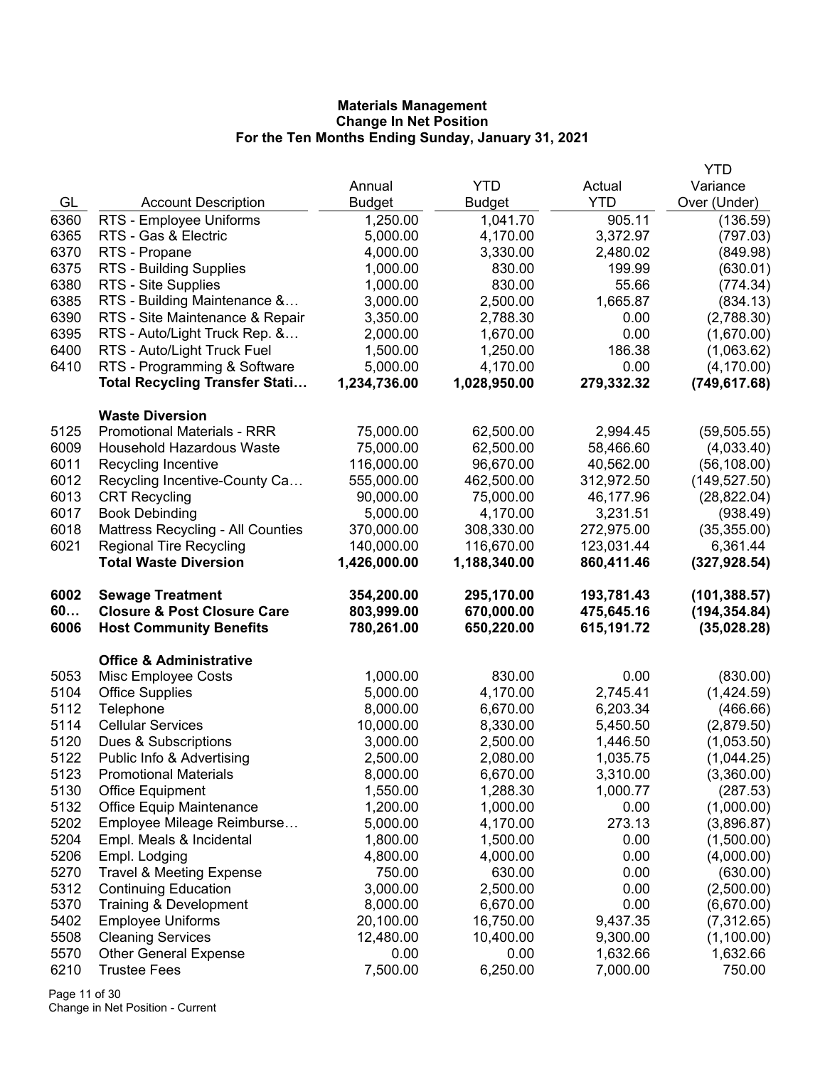**Materials Management**
**Change In Net Position**
**For the Ten Months Ending Sunday, January 31, 2021**

| GL | Account Description | Annual Budget | YTD Budget | Actual YTD | YTD Variance Over (Under) |
|---|---|---|---|---|---|
| 6360 | RTS - Employee Uniforms | 1,250.00 | 1,041.70 | 905.11 | (136.59) |
| 6365 | RTS - Gas & Electric | 5,000.00 | 4,170.00 | 3,372.97 | (797.03) |
| 6370 | RTS - Propane | 4,000.00 | 3,330.00 | 2,480.02 | (849.98) |
| 6375 | RTS - Building Supplies | 1,000.00 | 830.00 | 199.99 | (630.01) |
| 6380 | RTS - Site Supplies | 1,000.00 | 830.00 | 55.66 | (774.34) |
| 6385 | RTS - Building Maintenance &… | 3,000.00 | 2,500.00 | 1,665.87 | (834.13) |
| 6390 | RTS - Site Maintenance & Repair | 3,350.00 | 2,788.30 | 0.00 | (2,788.30) |
| 6395 | RTS - Auto/Light Truck Rep. &… | 2,000.00 | 1,670.00 | 0.00 | (1,670.00) |
| 6400 | RTS - Auto/Light Truck Fuel | 1,500.00 | 1,250.00 | 186.38 | (1,063.62) |
| 6410 | RTS - Programming & Software | 5,000.00 | 4,170.00 | 0.00 | (4,170.00) |
| | **Total Recycling Transfer Stati…** | **1,234,736.00** | **1,028,950.00** | **279,332.32** | **(749,617.68)** |
| | **Waste Diversion** | | | | |
| 5125 | Promotional Materials - RRR | 75,000.00 | 62,500.00 | 2,994.45 | (59,505.55) |
| 6009 | Household Hazardous Waste | 75,000.00 | 62,500.00 | 58,466.60 | (4,033.40) |
| 6011 | Recycling Incentive | 116,000.00 | 96,670.00 | 40,562.00 | (56,108.00) |
| 6012 | Recycling Incentive-County Ca… | 555,000.00 | 462,500.00 | 312,972.50 | (149,527.50) |
| 6013 | CRT Recycling | 90,000.00 | 75,000.00 | 46,177.96 | (28,822.04) |
| 6017 | Book Debinding | 5,000.00 | 4,170.00 | 3,231.51 | (938.49) |
| 6018 | Mattress Recycling - All Counties | 370,000.00 | 308,330.00 | 272,975.00 | (35,355.00) |
| 6021 | Regional Tire Recycling | 140,000.00 | 116,670.00 | 123,031.44 | 6,361.44 |
| | **Total Waste Diversion** | **1,426,000.00** | **1,188,340.00** | **860,411.46** | **(327,928.54)** |
| **6002** | **Sewage Treatment** | **354,200.00** | **295,170.00** | **193,781.43** | **(101,388.57)** |
| **60…** | **Closure & Post Closure Care** | **803,999.00** | **670,000.00** | **475,645.16** | **(194,354.84)** |
| **6006** | **Host Community Benefits** | **780,261.00** | **650,220.00** | **615,191.72** | **(35,028.28)** |
| | **Office & Administrative** | | | | |
| 5053 | Misc Employee Costs | 1,000.00 | 830.00 | 0.00 | (830.00) |
| 5104 | Office Supplies | 5,000.00 | 4,170.00 | 2,745.41 | (1,424.59) |
| 5112 | Telephone | 8,000.00 | 6,670.00 | 6,203.34 | (466.66) |
| 5114 | Cellular Services | 10,000.00 | 8,330.00 | 5,450.50 | (2,879.50) |
| 5120 | Dues & Subscriptions | 3,000.00 | 2,500.00 | 1,446.50 | (1,053.50) |
| 5122 | Public Info & Advertising | 2,500.00 | 2,080.00 | 1,035.75 | (1,044.25) |
| 5123 | Promotional Materials | 8,000.00 | 6,670.00 | 3,310.00 | (3,360.00) |
| 5130 | Office Equipment | 1,550.00 | 1,288.30 | 1,000.77 | (287.53) |
| 5132 | Office Equip Maintenance | 1,200.00 | 1,000.00 | 0.00 | (1,000.00) |
| 5202 | Employee Mileage Reimburse… | 5,000.00 | 4,170.00 | 273.13 | (3,896.87) |
| 5204 | Empl. Meals & Incidental | 1,800.00 | 1,500.00 | 0.00 | (1,500.00) |
| 5206 | Empl. Lodging | 4,800.00 | 4,000.00 | 0.00 | (4,000.00) |
| 5270 | Travel & Meeting Expense | 750.00 | 630.00 | 0.00 | (630.00) |
| 5312 | Continuing Education | 3,000.00 | 2,500.00 | 0.00 | (2,500.00) |
| 5370 | Training & Development | 8,000.00 | 6,670.00 | 0.00 | (6,670.00) |
| 5402 | Employee Uniforms | 20,100.00 | 16,750.00 | 9,437.35 | (7,312.65) |
| 5508 | Cleaning Services | 12,480.00 | 10,400.00 | 9,300.00 | (1,100.00) |
| 5570 | Other General Expense | 0.00 | 0.00 | 1,632.66 | 1,632.66 |
| 6210 | Trustee Fees | 7,500.00 | 6,250.00 | 7,000.00 | 750.00 |

Change in Net Position - Current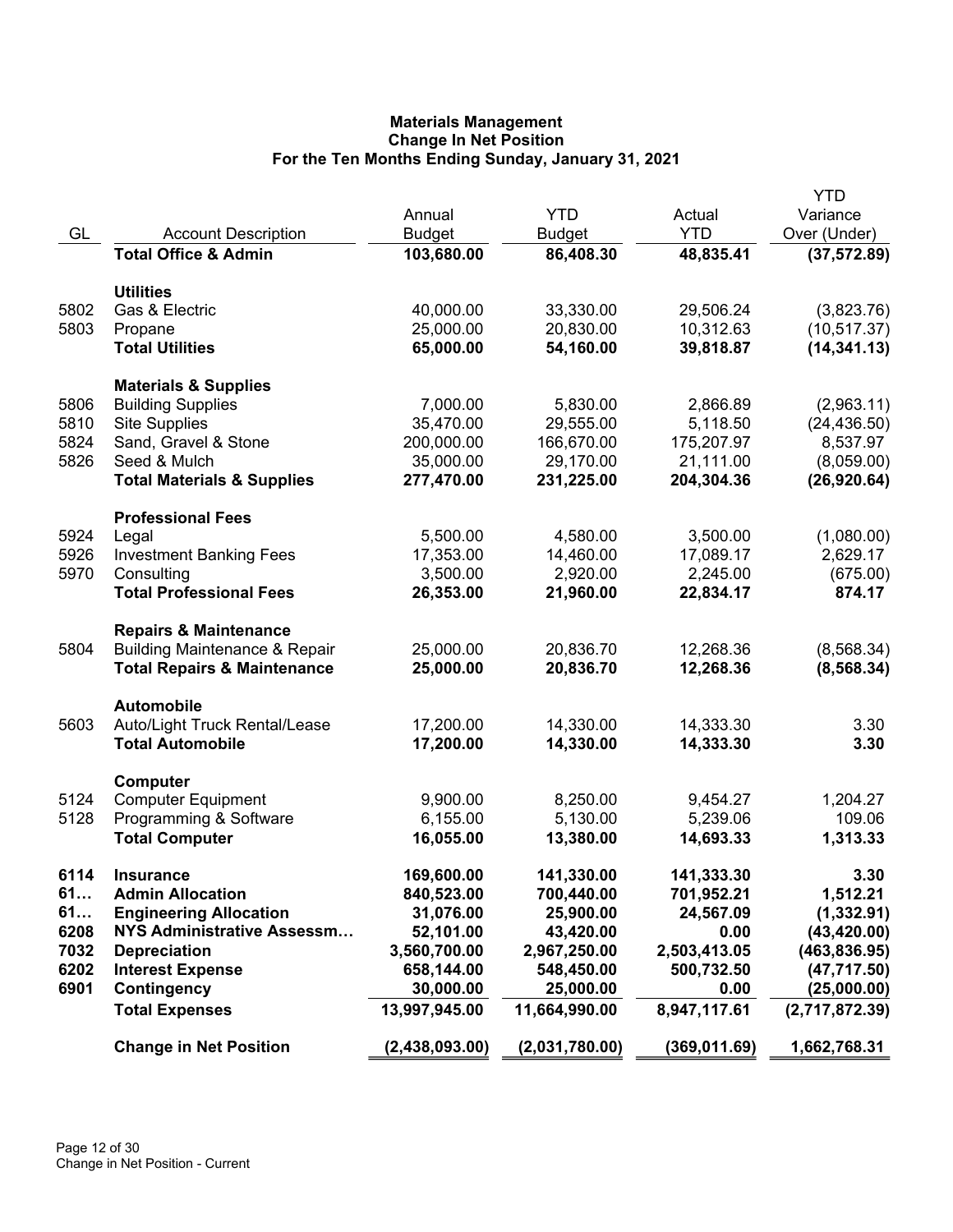# Materials Management
## Change In Net Position
### For the Ten Months Ending Sunday, January 31, 2021

| GL | Account Description | Annual Budget | YTD Budget | Actual YTD | YTD Variance Over (Under) |
|---|---|---|---|---|---|
| | **Total Office & Admin** | **103,680.00** | **86,408.30** | **48,835.41** | **(37,572.89)** |
| | **Utilities** | | | | |
| 5802 | Gas & Electric | 40,000.00 | 33,330.00 | 29,506.24 | (3,823.76) |
| 5803 | Propane | 25,000.00 | 20,830.00 | 10,312.63 | (10,517.37) |
| | **Total Utilities** | **65,000.00** | **54,160.00** | **39,818.87** | **(14,341.13)** |
| | **Materials & Supplies** | | | | |
| 5806 | Building Supplies | 7,000.00 | 5,830.00 | 2,866.89 | (2,963.11) |
| 5810 | Site Supplies | 35,470.00 | 29,555.00 | 5,118.50 | (24,436.50) |
| 5824 | Sand, Gravel & Stone | 200,000.00 | 166,670.00 | 175,207.97 | 8,537.97 |
| 5826 | Seed & Mulch | 35,000.00 | 29,170.00 | 21,111.00 | (8,059.00) |
| | **Total Materials & Supplies** | **277,470.00** | **231,225.00** | **204,304.36** | **(26,920.64)** |
| | **Professional Fees** | | | | |
| 5924 | Legal | 5,500.00 | 4,580.00 | 3,500.00 | (1,080.00) |
| 5926 | Investment Banking Fees | 17,353.00 | 14,460.00 | 17,089.17 | 2,629.17 |
| 5970 | Consulting | 3,500.00 | 2,920.00 | 2,245.00 | (675.00) |
| | **Total Professional Fees** | **26,353.00** | **21,960.00** | **22,834.17** | **874.17** |
| | **Repairs & Maintenance** | | | | |
| 5804 | Building Maintenance & Repair | 25,000.00 | 20,836.70 | 12,268.36 | (8,568.34) |
| | **Total Repairs & Maintenance** | **25,000.00** | **20,836.70** | **12,268.36** | **(8,568.34)** |
| | **Automobile** | | | | |
| 5603 | Auto/Light Truck Rental/Lease | 17,200.00 | 14,330.00 | 14,333.30 | 3.30 |
| | **Total Automobile** | **17,200.00** | **14,330.00** | **14,333.30** | **3.30** |
| | **Computer** | | | | |
| 5124 | Computer Equipment | 9,900.00 | 8,250.00 | 9,454.27 | 1,204.27 |
| 5128 | Programming & Software | 6,155.00 | 5,130.00 | 5,239.06 | 109.06 |
| | **Total Computer** | **16,055.00** | **13,380.00** | **14,693.33** | **1,313.33** |
| **6114** | **Insurance** | **169,600.00** | **141,330.00** | **141,333.30** | **3.30** |
| **61…** | **Admin Allocation** | **840,523.00** | **700,440.00** | **701,952.21** | **1,512.21** |
| **61…** | **Engineering Allocation** | **31,076.00** | **25,900.00** | **24,567.09** | **(1,332.91)** |
| **6208** | **NYS Administrative Assessm…** | **52,101.00** | **43,420.00** | **0.00** | **(43,420.00)** |
| **7032** | **Depreciation** | **3,560,700.00** | **2,967,250.00** | **2,503,413.05** | **(463,836.95)** |
| **6202** | **Interest Expense** | **658,144.00** | **548,450.00** | **500,732.50** | **(47,717.50)** |
| **6901** | **Contingency** | **30,000.00** | **25,000.00** | **0.00** | **(25,000.00)** |
| | **Total Expenses** | **13,997,945.00** | **11,664,990.00** | **8,947,117.61** | **(2,717,872.39)** |
| | **Change in Net Position** | **(2,438,093.00)** | **(2,031,780.00)** | **(369,011.69)** | **1,662,768.31** |

Change in Net Position - Current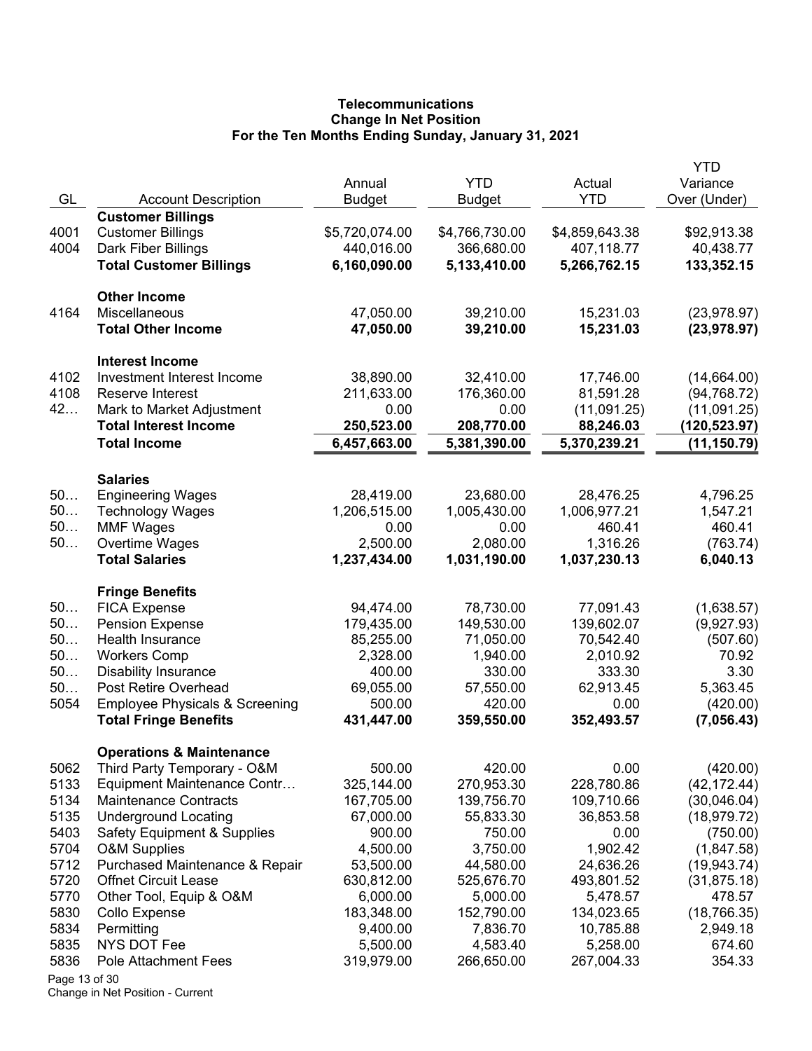**Telecommunications**
**Change In Net Position**
**For the Ten Months Ending Sunday, January 31, 2021**

| GL | Account Description | Annual Budget | YTD Budget | Actual YTD | YTD Variance Over (Under) |
|---|---|---|---|---|---|
| | **Customer Billings** | | | | |
| 4001 | Customer Billings | $5,720,074.00 | $4,766,730.00 | $4,859,643.38 | $92,913.38 |
| 4004 | Dark Fiber Billings | 440,016.00 | 366,680.00 | 407,118.77 | 40,438.77 |
| | **Total Customer Billings** | **6,160,090.00** | **5,133,410.00** | **5,266,762.15** | **133,352.15** |
| | **Other Income** | | | | |
| 4164 | Miscellaneous | 47,050.00 | 39,210.00 | 15,231.03 | (23,978.97) |
| | **Total Other Income** | **47,050.00** | **39,210.00** | **15,231.03** | **(23,978.97)** |
| | **Interest Income** | | | | |
| 4102 | Investment Interest Income | 38,890.00 | 32,410.00 | 17,746.00 | (14,664.00) |
| 4108 | Reserve Interest | 211,633.00 | 176,360.00 | 81,591.28 | (94,768.72) |
| 42… | Mark to Market Adjustment | 0.00 | 0.00 | (11,091.25) | (11,091.25) |
| | **Total Interest Income** | **250,523.00** | **208,770.00** | **88,246.03** | **(120,523.97)** |
| | **Total Income** | **6,457,663.00** | **5,381,390.00** | **5,370,239.21** | **(11,150.79)** |
| | **Salaries** | | | | |
| 50… | Engineering Wages | 28,419.00 | 23,680.00 | 28,476.25 | 4,796.25 |
| 50… | Technology Wages | 1,206,515.00 | 1,005,430.00 | 1,006,977.21 | 1,547.21 |
| 50… | MMF Wages | 0.00 | 0.00 | 460.41 | 460.41 |
| 50… | Overtime Wages | 2,500.00 | 2,080.00 | 1,316.26 | (763.74) |
| | **Total Salaries** | **1,237,434.00** | **1,031,190.00** | **1,037,230.13** | **6,040.13** |
| | **Fringe Benefits** | | | | |
| 50… | FICA Expense | 94,474.00 | 78,730.00 | 77,091.43 | (1,638.57) |
| 50… | Pension Expense | 179,435.00 | 149,530.00 | 139,602.07 | (9,927.93) |
| 50… | Health Insurance | 85,255.00 | 71,050.00 | 70,542.40 | (507.60) |
| 50… | Workers Comp | 2,328.00 | 1,940.00 | 2,010.92 | 70.92 |
| 50… | Disability Insurance | 400.00 | 330.00 | 333.30 | 3.30 |
| 50… | Post Retire Overhead | 69,055.00 | 57,550.00 | 62,913.45 | 5,363.45 |
| 5054 | Employee Physicals & Screening | 500.00 | 420.00 | 0.00 | (420.00) |
| | **Total Fringe Benefits** | **431,447.00** | **359,550.00** | **352,493.57** | **(7,056.43)** |
| | **Operations & Maintenance** | | | | |
| 5062 | Third Party Temporary - O&M | 500.00 | 420.00 | 0.00 | (420.00) |
| 5133 | Equipment Maintenance Contr… | 325,144.00 | 270,953.30 | 228,780.86 | (42,172.44) |
| 5134 | Maintenance Contracts | 167,705.00 | 139,756.70 | 109,710.66 | (30,046.04) |
| 5135 | Underground Locating | 67,000.00 | 55,833.30 | 36,853.58 | (18,979.72) |
| 5403 | Safety Equipment & Supplies | 900.00 | 750.00 | 0.00 | (750.00) |
| 5704 | O&M Supplies | 4,500.00 | 3,750.00 | 1,902.42 | (1,847.58) |
| 5712 | Purchased Maintenance & Repair | 53,500.00 | 44,580.00 | 24,636.26 | (19,943.74) |
| 5720 | Offnet Circuit Lease | 630,812.00 | 525,676.70 | 493,801.52 | (31,875.18) |
| 5770 | Other Tool, Equip & O&M | 6,000.00 | 5,000.00 | 5,478.57 | 478.57 |
| 5830 | Collo Expense | 183,348.00 | 152,790.00 | 134,023.65 | (18,766.35) |
| 5834 | Permitting | 9,400.00 | 7,836.70 | 10,785.88 | 2,949.18 |
| 5835 | NYS DOT Fee | 5,500.00 | 4,583.40 | 5,258.00 | 674.60 |
| 5836 | Pole Attachment Fees | 319,979.00 | 266,650.00 | 267,004.33 | 354.33 |

Change in Net Position - Current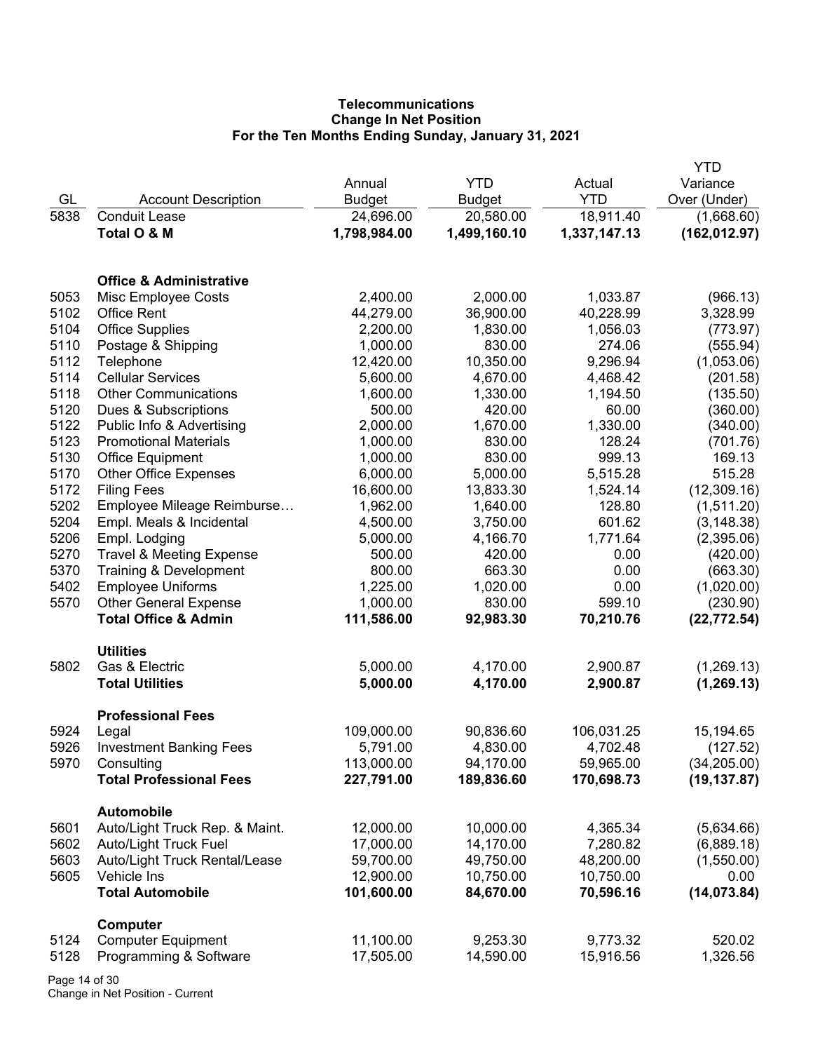**Telecommunications**
**Change In Net Position**
**For the Ten Months Ending Sunday, January 31, 2021**

| GL | Account Description | Annual Budget | YTD Budget | Actual YTD | YTD Variance Over (Under) |
|---|---|---|---|---|---|
| 5838 | Conduit Lease | 24,696.00 | 20,580.00 | 18,911.40 | (1,668.60) |
| | **Total O & M** | **1,798,984.00** | **1,499,160.10** | **1,337,147.13** | **(162,012.97)** |
| | | | | | |
| | **Office & Administrative** | | | | |
| 5053 | Misc Employee Costs | 2,400.00 | 2,000.00 | 1,033.87 | (966.13) |
| 5102 | Office Rent | 44,279.00 | 36,900.00 | 40,228.99 | 3,328.99 |
| 5104 | Office Supplies | 2,200.00 | 1,830.00 | 1,056.03 | (773.97) |
| 5110 | Postage & Shipping | 1,000.00 | 830.00 | 274.06 | (555.94) |
| 5112 | Telephone | 12,420.00 | 10,350.00 | 9,296.94 | (1,053.06) |
| 5114 | Cellular Services | 5,600.00 | 4,670.00 | 4,468.42 | (201.58) |
| 5118 | Other Communications | 1,600.00 | 1,330.00 | 1,194.50 | (135.50) |
| 5120 | Dues & Subscriptions | 500.00 | 420.00 | 60.00 | (360.00) |
| 5122 | Public Info & Advertising | 2,000.00 | 1,670.00 | 1,330.00 | (340.00) |
| 5123 | Promotional Materials | 1,000.00 | 830.00 | 128.24 | (701.76) |
| 5130 | Office Equipment | 1,000.00 | 830.00 | 999.13 | 169.13 |
| 5170 | Other Office Expenses | 6,000.00 | 5,000.00 | 5,515.28 | 515.28 |
| 5172 | Filing Fees | 16,600.00 | 13,833.30 | 1,524.14 | (12,309.16) |
| 5202 | Employee Mileage Reimburse… | 1,962.00 | 1,640.00 | 128.80 | (1,511.20) |
| 5204 | Empl. Meals & Incidental | 4,500.00 | 3,750.00 | 601.62 | (3,148.38) |
| 5206 | Empl. Lodging | 5,000.00 | 4,166.70 | 1,771.64 | (2,395.06) |
| 5270 | Travel & Meeting Expense | 500.00 | 420.00 | 0.00 | (420.00) |
| 5370 | Training & Development | 800.00 | 663.30 | 0.00 | (663.30) |
| 5402 | Employee Uniforms | 1,225.00 | 1,020.00 | 0.00 | (1,020.00) |
| 5570 | Other General Expense | 1,000.00 | 830.00 | 599.10 | (230.90) |
| | **Total Office & Admin** | **111,586.00** | **92,983.30** | **70,210.76** | **(22,772.54)** |
| | | | | | |
| | **Utilities** | | | | |
| 5802 | Gas & Electric | 5,000.00 | 4,170.00 | 2,900.87 | (1,269.13) |
| | **Total Utilities** | **5,000.00** | **4,170.00** | **2,900.87** | **(1,269.13)** |
| | | | | | |
| | **Professional Fees** | | | | |
| 5924 | Legal | 109,000.00 | 90,836.60 | 106,031.25 | 15,194.65 |
| 5926 | Investment Banking Fees | 5,791.00 | 4,830.00 | 4,702.48 | (127.52) |
| 5970 | Consulting | 113,000.00 | 94,170.00 | 59,965.00 | (34,205.00) |
| | **Total Professional Fees** | **227,791.00** | **189,836.60** | **170,698.73** | **(19,137.87)** |
| | | | | | |
| | **Automobile** | | | | |
| 5601 | Auto/Light Truck Rep. & Maint. | 12,000.00 | 10,000.00 | 4,365.34 | (5,634.66) |
| 5602 | Auto/Light Truck Fuel | 17,000.00 | 14,170.00 | 7,280.82 | (6,889.18) |
| 5603 | Auto/Light Truck Rental/Lease | 59,700.00 | 49,750.00 | 48,200.00 | (1,550.00) |
| 5605 | Vehicle Ins | 12,900.00 | 10,750.00 | 10,750.00 | 0.00 |
| | **Total Automobile** | **101,600.00** | **84,670.00** | **70,596.16** | **(14,073.84)** |
| | | | | | |
| | **Computer** | | | | |
| 5124 | Computer Equipment | 11,100.00 | 9,253.30 | 9,773.32 | 520.02 |
| 5128 | Programming & Software | 17,505.00 | 14,590.00 | 15,916.56 | 1,326.56 |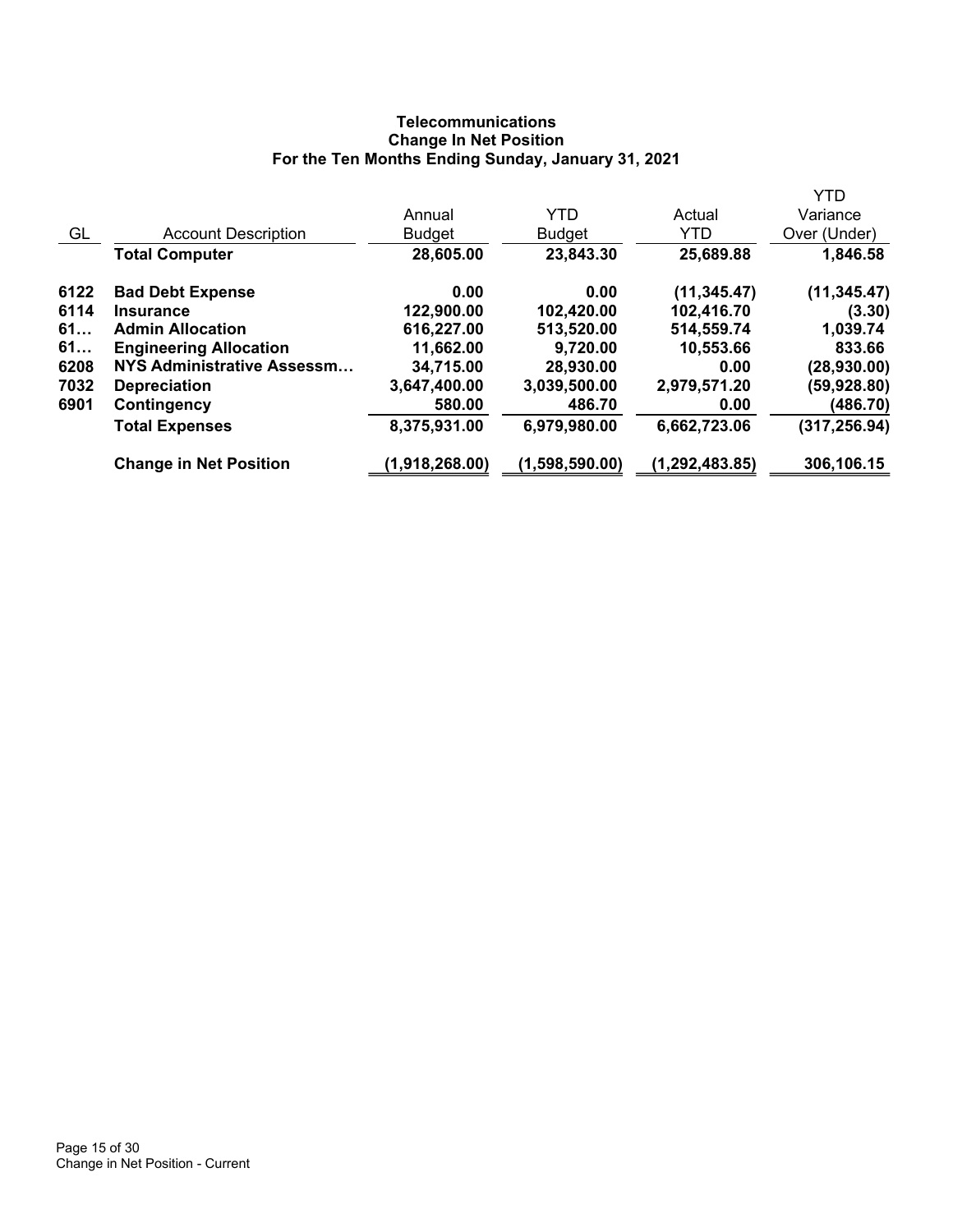**Telecommunications**
**Change In Net Position**
**For the Ten Months Ending Sunday, January 31, 2021**

| GL | Account Description | Annual Budget | YTD Budget | Actual YTD | YTD Variance Over (Under) |
|---|---|---|---|---|---|
| | **Total Computer** | **28,605.00** | **23,843.30** | **25,689.88** | **1,846.58** |
| 6122 | **Bad Debt Expense** | **0.00** | **0.00** | **(11,345.47)** | **(11,345.47)** |
| 6114 | **Insurance** | **122,900.00** | **102,420.00** | **102,416.70** | **(3.30)** |
| 61… | **Admin Allocation** | **616,227.00** | **513,520.00** | **514,559.74** | **1,039.74** |
| 61… | **Engineering Allocation** | **11,662.00** | **9,720.00** | **10,553.66** | **833.66** |
| 6208 | **NYS Administrative Assessm…** | **34,715.00** | **28,930.00** | **0.00** | **(28,930.00)** |
| 7032 | **Depreciation** | **3,647,400.00** | **3,039,500.00** | **2,979,571.20** | **(59,928.80)** |
| 6901 | **Contingency** | **580.00** | **486.70** | **0.00** | **(486.70)** |
| | **Total Expenses** | **8,375,931.00** | **6,979,980.00** | **6,662,723.06** | **(317,256.94)** |
| | **Change in Net Position** | **(1,918,268.00)** | **(1,598,590.00)** | **(1,292,483.85)** | **306,106.15** |

Change in Net Position - Current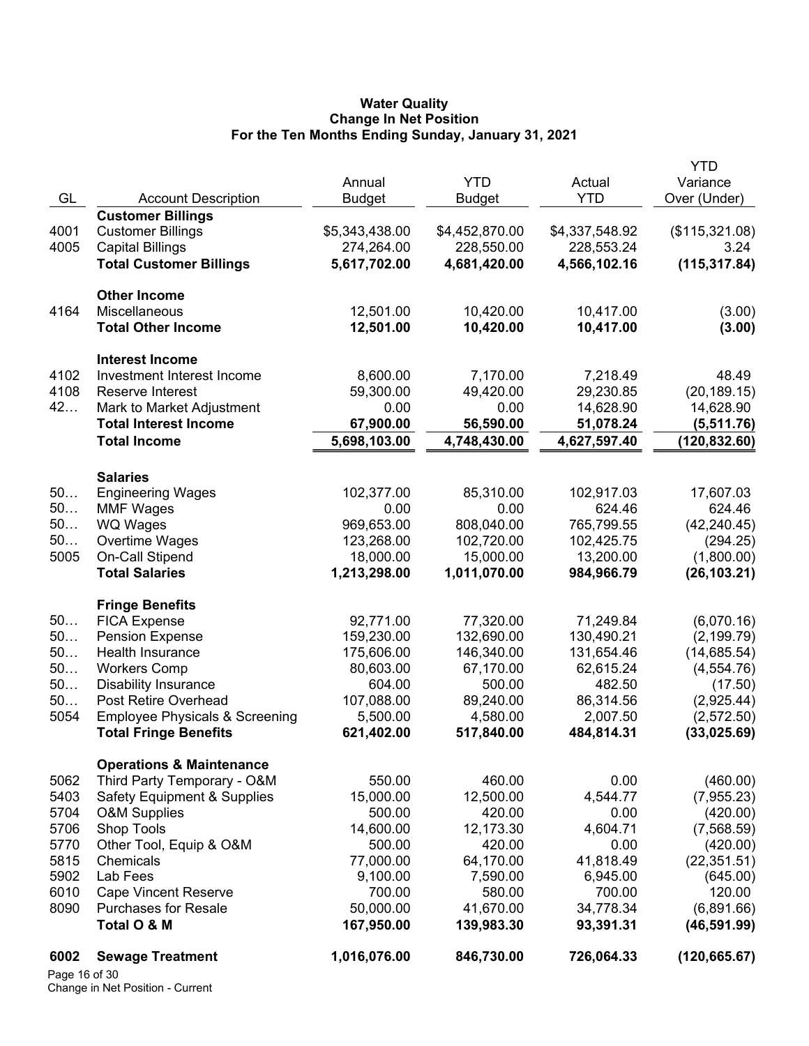**Water Quality**
**Change In Net Position**
**For the Ten Months Ending Sunday, January 31, 2021**

| GL | Account Description | Annual Budget | YTD Budget | Actual YTD | YTD Variance Over (Under) |
|---|---|---|---|---|---|
| | **Customer Billings** | | | | |
| 4001 | Customer Billings | $5,343,438.00 | $4,452,870.00 | $4,337,548.92 | ($115,321.08) |
| 4005 | Capital Billings | 274,264.00 | 228,550.00 | 228,553.24 | 3.24 |
| | **Total Customer Billings** | **5,617,702.00** | **4,681,420.00** | **4,566,102.16** | **(115,317.84)** |
| | **Other Income** | | | | |
| 4164 | Miscellaneous | 12,501.00 | 10,420.00 | 10,417.00 | (3.00) |
| | **Total Other Income** | **12,501.00** | **10,420.00** | **10,417.00** | **(3.00)** |
| | **Interest Income** | | | | |
| 4102 | Investment Interest Income | 8,600.00 | 7,170.00 | 7,218.49 | 48.49 |
| 4108 | Reserve Interest | 59,300.00 | 49,420.00 | 29,230.85 | (20,189.15) |
| 42… | Mark to Market Adjustment | 0.00 | 0.00 | 14,628.90 | 14,628.90 |
| | **Total Interest Income** | **67,900.00** | **56,590.00** | **51,078.24** | **(5,511.76)** |
| | **Total Income** | **5,698,103.00** | **4,748,430.00** | **4,627,597.40** | **(120,832.60)** |
| | **Salaries** | | | | |
| 50… | Engineering Wages | 102,377.00 | 85,310.00 | 102,917.03 | 17,607.03 |
| 50… | MMF Wages | 0.00 | 0.00 | 624.46 | 624.46 |
| 50… | WQ Wages | 969,653.00 | 808,040.00 | 765,799.55 | (42,240.45) |
| 50… | Overtime Wages | 123,268.00 | 102,720.00 | 102,425.75 | (294.25) |
| 5005 | On-Call Stipend | 18,000.00 | 15,000.00 | 13,200.00 | (1,800.00) |
| | **Total Salaries** | **1,213,298.00** | **1,011,070.00** | **984,966.79** | **(26,103.21)** |
| | **Fringe Benefits** | | | | |
| 50… | FICA Expense | 92,771.00 | 77,320.00 | 71,249.84 | (6,070.16) |
| 50… | Pension Expense | 159,230.00 | 132,690.00 | 130,490.21 | (2,199.79) |
| 50… | Health Insurance | 175,606.00 | 146,340.00 | 131,654.46 | (14,685.54) |
| 50… | Workers Comp | 80,603.00 | 67,170.00 | 62,615.24 | (4,554.76) |
| 50… | Disability Insurance | 604.00 | 500.00 | 482.50 | (17.50) |
| 50… | Post Retire Overhead | 107,088.00 | 89,240.00 | 86,314.56 | (2,925.44) |
| 5054 | Employee Physicals & Screening | 5,500.00 | 4,580.00 | 2,007.50 | (2,572.50) |
| | **Total Fringe Benefits** | **621,402.00** | **517,840.00** | **484,814.31** | **(33,025.69)** |
| | **Operations & Maintenance** | | | | |
| 5062 | Third Party Temporary - O&M | 550.00 | 460.00 | 0.00 | (460.00) |
| 5403 | Safety Equipment & Supplies | 15,000.00 | 12,500.00 | 4,544.77 | (7,955.23) |
| 5704 | O&M Supplies | 500.00 | 420.00 | 0.00 | (420.00) |
| 5706 | Shop Tools | 14,600.00 | 12,173.30 | 4,604.71 | (7,568.59) |
| 5770 | Other Tool, Equip & O&M | 500.00 | 420.00 | 0.00 | (420.00) |
| 5815 | Chemicals | 77,000.00 | 64,170.00 | 41,818.49 | (22,351.51) |
| 5902 | Lab Fees | 9,100.00 | 7,590.00 | 6,945.00 | (645.00) |
| 6010 | Cape Vincent Reserve | 700.00 | 580.00 | 700.00 | 120.00 |
| 8090 | Purchases for Resale | 50,000.00 | 41,670.00 | 34,778.34 | (6,891.66) |
| | **Total O & M** | **167,950.00** | **139,983.30** | **93,391.31** | **(46,591.99)** |
| **6002** | **Sewage Treatment** | **1,016,076.00** | **846,730.00** | **726,064.33** | **(120,665.67)** |

Change in Net Position - Current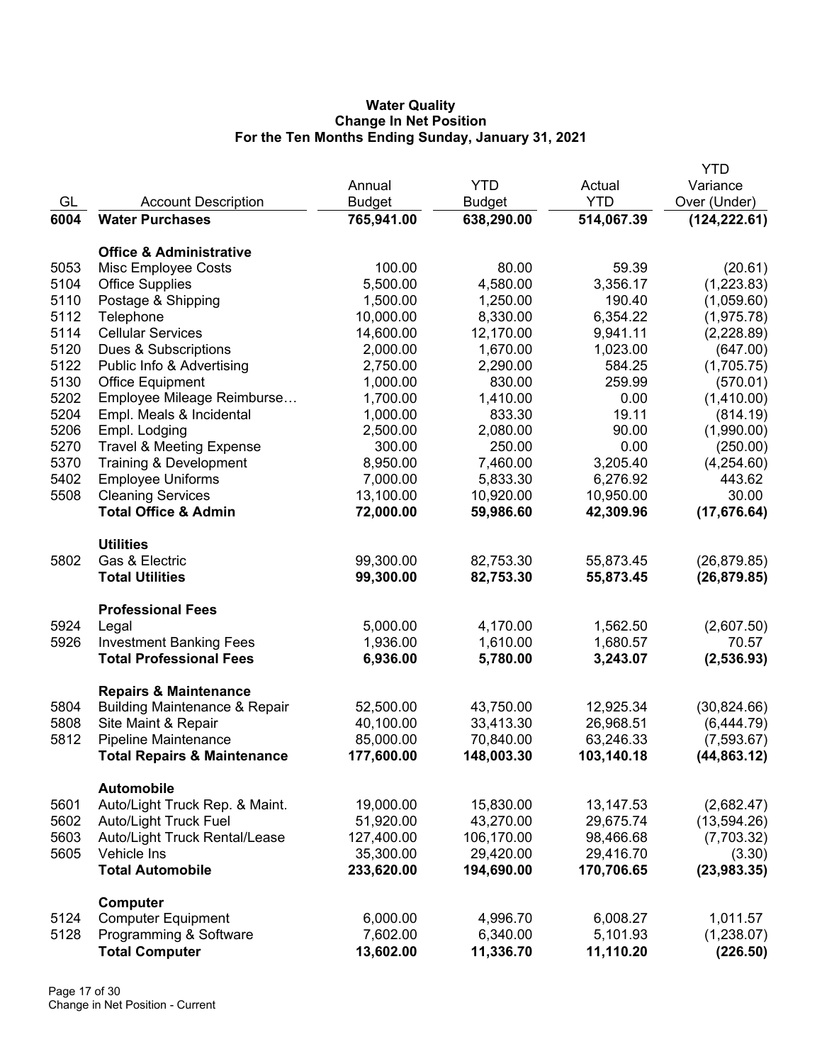**Water Quality**
**Change In Net Position**
**For the Ten Months Ending Sunday, January 31, 2021**

| GL | Account Description | Annual Budget | YTD Budget | Actual YTD | YTD Variance Over (Under) |
|---|---|---|---|---|---|
| **6004** | **Water Purchases** | **765,941.00** | **638,290.00** | **514,067.39** | **(124,222.61)** |
| | **Office & Administrative** | | | | |
| 5053 | Misc Employee Costs | 100.00 | 80.00 | 59.39 | (20.61) |
| 5104 | Office Supplies | 5,500.00 | 4,580.00 | 3,356.17 | (1,223.83) |
| 5110 | Postage & Shipping | 1,500.00 | 1,250.00 | 190.40 | (1,059.60) |
| 5112 | Telephone | 10,000.00 | 8,330.00 | 6,354.22 | (1,975.78) |
| 5114 | Cellular Services | 14,600.00 | 12,170.00 | 9,941.11 | (2,228.89) |
| 5120 | Dues & Subscriptions | 2,000.00 | 1,670.00 | 1,023.00 | (647.00) |
| 5122 | Public Info & Advertising | 2,750.00 | 2,290.00 | 584.25 | (1,705.75) |
| 5130 | Office Equipment | 1,000.00 | 830.00 | 259.99 | (570.01) |
| 5202 | Employee Mileage Reimburse… | 1,700.00 | 1,410.00 | 0.00 | (1,410.00) |
| 5204 | Empl. Meals & Incidental | 1,000.00 | 833.30 | 19.11 | (814.19) |
| 5206 | Empl. Lodging | 2,500.00 | 2,080.00 | 90.00 | (1,990.00) |
| 5270 | Travel & Meeting Expense | 300.00 | 250.00 | 0.00 | (250.00) |
| 5370 | Training & Development | 8,950.00 | 7,460.00 | 3,205.40 | (4,254.60) |
| 5402 | Employee Uniforms | 7,000.00 | 5,833.30 | 6,276.92 | 443.62 |
| 5508 | Cleaning Services | 13,100.00 | 10,920.00 | 10,950.00 | 30.00 |
| | **Total Office & Admin** | **72,000.00** | **59,986.60** | **42,309.96** | **(17,676.64)** |
| | **Utilities** | | | | |
| 5802 | Gas & Electric | 99,300.00 | 82,753.30 | 55,873.45 | (26,879.85) |
| | **Total Utilities** | **99,300.00** | **82,753.30** | **55,873.45** | **(26,879.85)** |
| | **Professional Fees** | | | | |
| 5924 | Legal | 5,000.00 | 4,170.00 | 1,562.50 | (2,607.50) |
| 5926 | Investment Banking Fees | 1,936.00 | 1,610.00 | 1,680.57 | 70.57 |
| | **Total Professional Fees** | **6,936.00** | **5,780.00** | **3,243.07** | **(2,536.93)** |
| | **Repairs & Maintenance** | | | | |
| 5804 | Building Maintenance & Repair | 52,500.00 | 43,750.00 | 12,925.34 | (30,824.66) |
| 5808 | Site Maint & Repair | 40,100.00 | 33,413.30 | 26,968.51 | (6,444.79) |
| 5812 | Pipeline Maintenance | 85,000.00 | 70,840.00 | 63,246.33 | (7,593.67) |
| | **Total Repairs & Maintenance** | **177,600.00** | **148,003.30** | **103,140.18** | **(44,863.12)** |
| | **Automobile** | | | | |
| 5601 | Auto/Light Truck Rep. & Maint. | 19,000.00 | 15,830.00 | 13,147.53 | (2,682.47) |
| 5602 | Auto/Light Truck Fuel | 51,920.00 | 43,270.00 | 29,675.74 | (13,594.26) |
| 5603 | Auto/Light Truck Rental/Lease | 127,400.00 | 106,170.00 | 98,466.68 | (7,703.32) |
| 5605 | Vehicle Ins | 35,300.00 | 29,420.00 | 29,416.70 | (3.30) |
| | **Total Automobile** | **233,620.00** | **194,690.00** | **170,706.65** | **(23,983.35)** |
| | **Computer** | | | | |
| 5124 | Computer Equipment | 6,000.00 | 4,996.70 | 6,008.27 | 1,011.57 |
| 5128 | Programming & Software | 7,602.00 | 6,340.00 | 5,101.93 | (1,238.07) |
| | **Total Computer** | **13,602.00** | **11,336.70** | **11,110.20** | **(226.50)** |

Change in Net Position - Current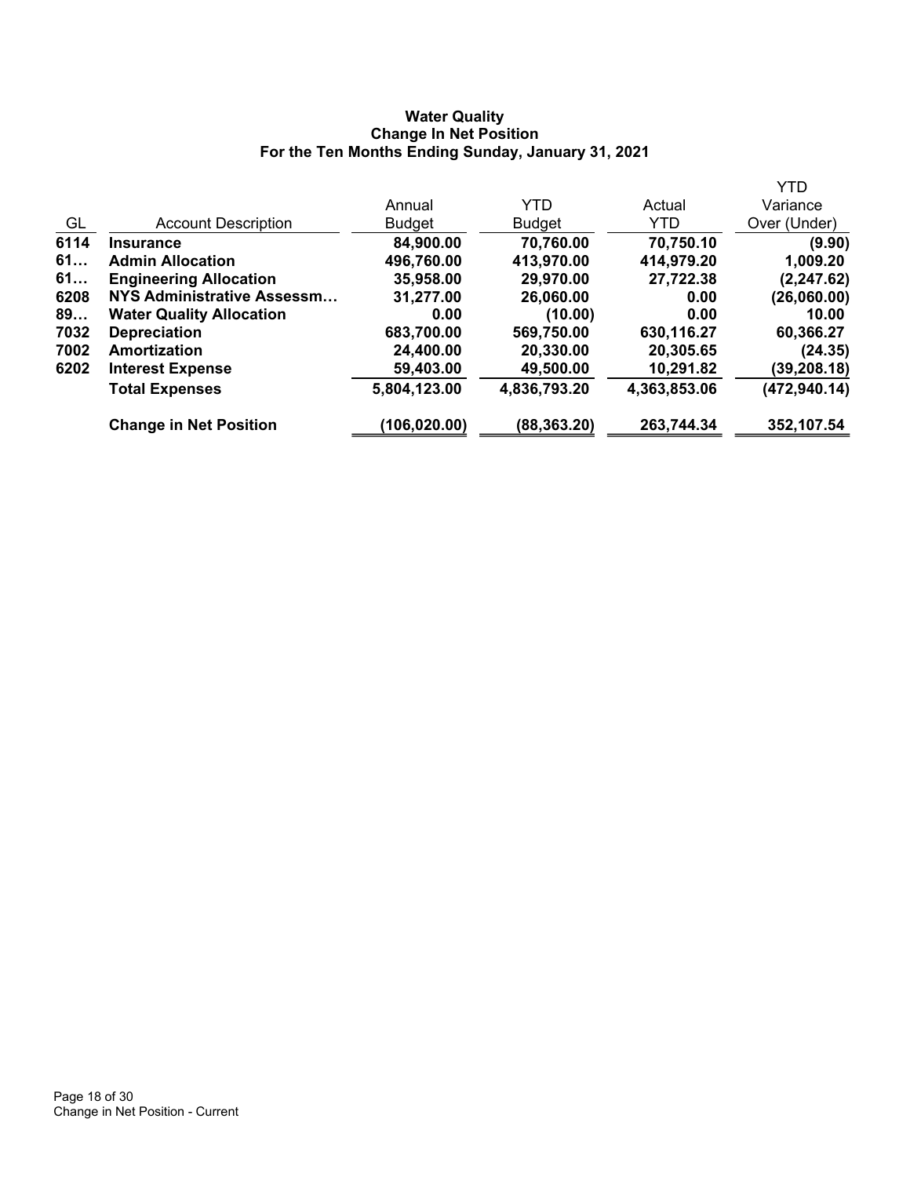**Water Quality**
**Change In Net Position**
**For the Ten Months Ending Sunday, January 31, 2021**

| GL | Account Description | Annual Budget | YTD Budget | Actual YTD | YTD Variance Over (Under) |
|---|---|---|---|---|---|
| **6114** | **Insurance** | **84,900.00** | **70,760.00** | **70,750.10** | **(9.90)** |
| **61…** | **Admin Allocation** | **496,760.00** | **413,970.00** | **414,979.20** | **1,009.20** |
| **61…** | **Engineering Allocation** | **35,958.00** | **29,970.00** | **27,722.38** | **(2,247.62)** |
| **6208** | **NYS Administrative Assessm…** | **31,277.00** | **26,060.00** | **0.00** | **(26,060.00)** |
| **89…** | **Water Quality Allocation** | **0.00** | **(10.00)** | **0.00** | **10.00** |
| **7032** | **Depreciation** | **683,700.00** | **569,750.00** | **630,116.27** | **60,366.27** |
| **7002** | **Amortization** | **24,400.00** | **20,330.00** | **20,305.65** | **(24.35)** |
| **6202** | **Interest Expense** | **59,403.00** | **49,500.00** | **10,291.82** | **(39,208.18)** |
| | **Total Expenses** | **5,804,123.00** | **4,836,793.20** | **4,363,853.06** | **(472,940.14)** |
| | **Change in Net Position** | **(106,020.00)** | **(88,363.20)** | **263,744.34** | **352,107.54** |

Change in Net Position - Current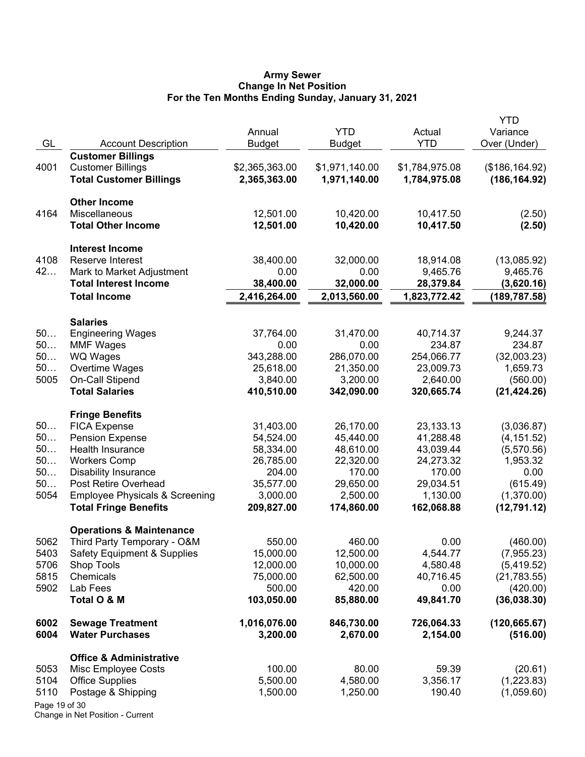# Army Sewer
## Change In Net Position
### For the Ten Months Ending Sunday, January 31, 2021

| GL | Account Description | Annual Budget | YTD Budget | Actual YTD | YTD Variance Over (Under) |
|---|---|---|---|---|---|
| | **Customer Billings** | | | | |
| 4001 | Customer Billings | $2,365,363.00 | $1,971,140.00 | $1,784,975.08 | ($186,164.92) |
| | **Total Customer Billings** | **2,365,363.00** | **1,971,140.00** | **1,784,975.08** | **(186,164.92)** |
| | **Other Income** | | | | |
| 4164 | Miscellaneous | 12,501.00 | 10,420.00 | 10,417.50 | (2.50) |
| | **Total Other Income** | **12,501.00** | **10,420.00** | **10,417.50** | **(2.50)** |
| | **Interest Income** | | | | |
| 4108 | Reserve Interest | 38,400.00 | 32,000.00 | 18,914.08 | (13,085.92) |
| 42… | Mark to Market Adjustment | 0.00 | 0.00 | 9,465.76 | 9,465.76 |
| | **Total Interest Income** | **38,400.00** | **32,000.00** | **28,379.84** | **(3,620.16)** |
| | **Total Income** | **2,416,264.00** | **2,013,560.00** | **1,823,772.42** | **(189,787.58)** |
| | **Salaries** | | | | |
| 50… | Engineering Wages | 37,764.00 | 31,470.00 | 40,714.37 | 9,244.37 |
| 50… | MMF Wages | 0.00 | 0.00 | 234.87 | 234.87 |
| 50… | WQ Wages | 343,288.00 | 286,070.00 | 254,066.77 | (32,003.23) |
| 50… | Overtime Wages | 25,618.00 | 21,350.00 | 23,009.73 | 1,659.73 |
| 5005 | On-Call Stipend | 3,840.00 | 3,200.00 | 2,640.00 | (560.00) |
| | **Total Salaries** | **410,510.00** | **342,090.00** | **320,665.74** | **(21,424.26)** |
| | **Fringe Benefits** | | | | |
| 50… | FICA Expense | 31,403.00 | 26,170.00 | 23,133.13 | (3,036.87) |
| 50… | Pension Expense | 54,524.00 | 45,440.00 | 41,288.48 | (4,151.52) |
| 50… | Health Insurance | 58,334.00 | 48,610.00 | 43,039.44 | (5,570.56) |
| 50… | Workers Comp | 26,785.00 | 22,320.00 | 24,273.32 | 1,953.32 |
| 50… | Disability Insurance | 204.00 | 170.00 | 170.00 | 0.00 |
| 50… | Post Retire Overhead | 35,577.00 | 29,650.00 | 29,034.51 | (615.49) |
| 5054 | Employee Physicals & Screening | 3,000.00 | 2,500.00 | 1,130.00 | (1,370.00) |
| | **Total Fringe Benefits** | **209,827.00** | **174,860.00** | **162,068.88** | **(12,791.12)** |
| | **Operations & Maintenance** | | | | |
| 5062 | Third Party Temporary - O&M | 550.00 | 460.00 | 0.00 | (460.00) |
| 5403 | Safety Equipment & Supplies | 15,000.00 | 12,500.00 | 4,544.77 | (7,955.23) |
| 5706 | Shop Tools | 12,000.00 | 10,000.00 | 4,580.48 | (5,419.52) |
| 5815 | Chemicals | 75,000.00 | 62,500.00 | 40,716.45 | (21,783.55) |
| 5902 | Lab Fees | 500.00 | 420.00 | 0.00 | (420.00) |
| | **Total O & M** | **103,050.00** | **85,880.00** | **49,841.70** | **(36,038.30)** |
| **6002** | **Sewage Treatment** | **1,016,076.00** | **846,730.00** | **726,064.33** | **(120,665.67)** |
| **6004** | **Water Purchases** | **3,200.00** | **2,670.00** | **2,154.00** | **(516.00)** |
| | **Office & Administrative** | | | | |
| 5053 | Misc Employee Costs | 100.00 | 80.00 | 59.39 | (20.61) |
| 5104 | Office Supplies | 5,500.00 | 4,580.00 | 3,356.17 | (1,223.83) |
| 5110 | Postage & Shipping | 1,500.00 | 1,250.00 | 190.40 | (1,059.60) |

Change in Net Position - Current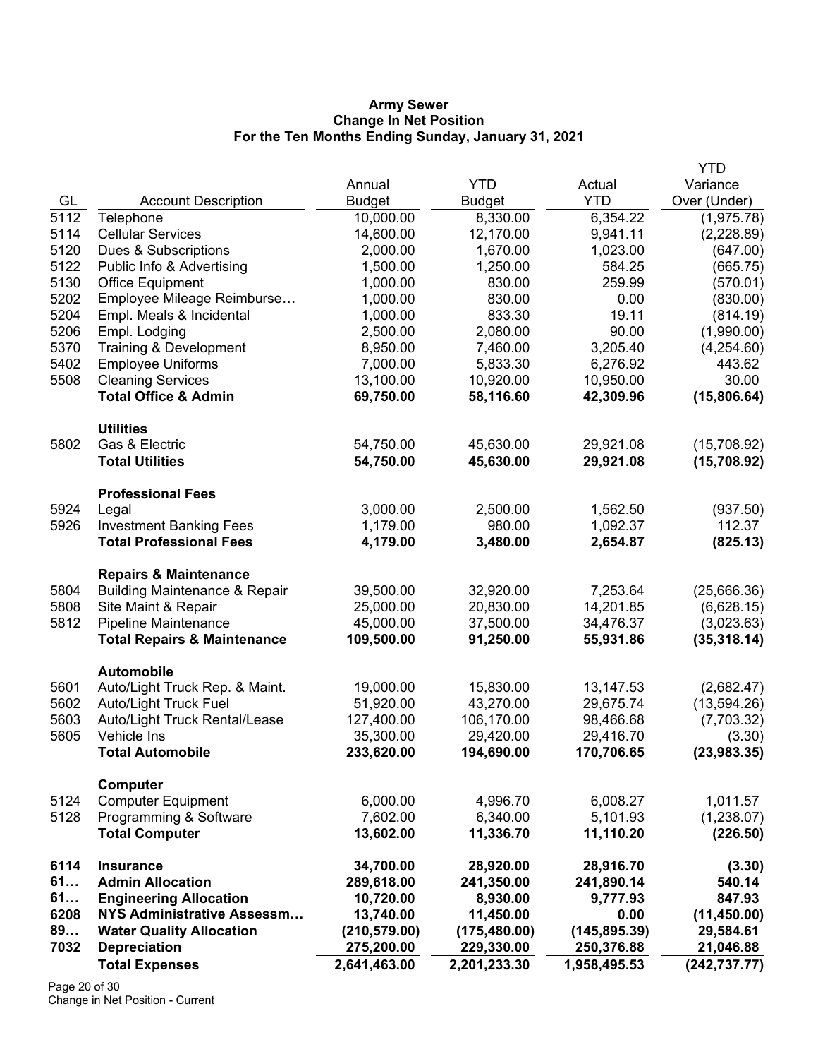**Army Sewer**
**Change In Net Position**
**For the Ten Months Ending Sunday, January 31, 2021**

| GL | Account Description | Annual Budget | YTD Budget | Actual YTD | YTD Variance Over (Under) |
|---|---|---|---|---|---|
| 5112 | Telephone | 10,000.00 | 8,330.00 | 6,354.22 | (1,975.78) |
| 5114 | Cellular Services | 14,600.00 | 12,170.00 | 9,941.11 | (2,228.89) |
| 5120 | Dues & Subscriptions | 2,000.00 | 1,670.00 | 1,023.00 | (647.00) |
| 5122 | Public Info & Advertising | 1,500.00 | 1,250.00 | 584.25 | (665.75) |
| 5130 | Office Equipment | 1,000.00 | 830.00 | 259.99 | (570.01) |
| 5202 | Employee Mileage Reimburse… | 1,000.00 | 830.00 | 0.00 | (830.00) |
| 5204 | Empl. Meals & Incidental | 1,000.00 | 833.30 | 19.11 | (814.19) |
| 5206 | Empl. Lodging | 2,500.00 | 2,080.00 | 90.00 | (1,990.00) |
| 5370 | Training & Development | 8,950.00 | 7,460.00 | 3,205.40 | (4,254.60) |
| 5402 | Employee Uniforms | 7,000.00 | 5,833.30 | 6,276.92 | 443.62 |
| 5508 | Cleaning Services | 13,100.00 | 10,920.00 | 10,950.00 | 30.00 |
| | **Total Office & Admin** | **69,750.00** | **58,116.60** | **42,309.96** | **(15,806.64)** |
| | **Utilities** | | | | |
| 5802 | Gas & Electric | 54,750.00 | 45,630.00 | 29,921.08 | (15,708.92) |
| | **Total Utilities** | **54,750.00** | **45,630.00** | **29,921.08** | **(15,708.92)** |
| | **Professional Fees** | | | | |
| 5924 | Legal | 3,000.00 | 2,500.00 | 1,562.50 | (937.50) |
| 5926 | Investment Banking Fees | 1,179.00 | 980.00 | 1,092.37 | 112.37 |
| | **Total Professional Fees** | **4,179.00** | **3,480.00** | **2,654.87** | **(825.13)** |
| | **Repairs & Maintenance** | | | | |
| 5804 | Building Maintenance & Repair | 39,500.00 | 32,920.00 | 7,253.64 | (25,666.36) |
| 5808 | Site Maint & Repair | 25,000.00 | 20,830.00 | 14,201.85 | (6,628.15) |
| 5812 | Pipeline Maintenance | 45,000.00 | 37,500.00 | 34,476.37 | (3,023.63) |
| | **Total Repairs & Maintenance** | **109,500.00** | **91,250.00** | **55,931.86** | **(35,318.14)** |
| | **Automobile** | | | | |
| 5601 | Auto/Light Truck Rep. & Maint. | 19,000.00 | 15,830.00 | 13,147.53 | (2,682.47) |
| 5602 | Auto/Light Truck Fuel | 51,920.00 | 43,270.00 | 29,675.74 | (13,594.26) |
| 5603 | Auto/Light Truck Rental/Lease | 127,400.00 | 106,170.00 | 98,466.68 | (7,703.32) |
| 5605 | Vehicle Ins | 35,300.00 | 29,420.00 | 29,416.70 | (3.30) |
| | **Total Automobile** | **233,620.00** | **194,690.00** | **170,706.65** | **(23,983.35)** |
| | **Computer** | | | | |
| 5124 | Computer Equipment | 6,000.00 | 4,996.70 | 6,008.27 | 1,011.57 |
| 5128 | Programming & Software | 7,602.00 | 6,340.00 | 5,101.93 | (1,238.07) |
| | **Total Computer** | **13,602.00** | **11,336.70** | **11,110.20** | **(226.50)** |
| **6114** | **Insurance** | **34,700.00** | **28,920.00** | **28,916.70** | **(3.30)** |
| **61…** | **Admin Allocation** | **289,618.00** | **241,350.00** | **241,890.14** | **540.14** |
| **61…** | **Engineering Allocation** | **10,720.00** | **8,930.00** | **9,777.93** | **847.93** |
| **6208** | **NYS Administrative Assessm…** | **13,740.00** | **11,450.00** | **0.00** | **(11,450.00)** |
| **89…** | **Water Quality Allocation** | **(210,579.00)** | **(175,480.00)** | **(145,895.39)** | **29,584.61** |
| **7032** | **Depreciation** | **275,200.00** | **229,330.00** | **250,376.88** | **21,046.88** |
| | **Total Expenses** | **2,641,463.00** | **2,201,233.30** | **1,958,495.53** | **(242,737.77)** |

Change in Net Position - Current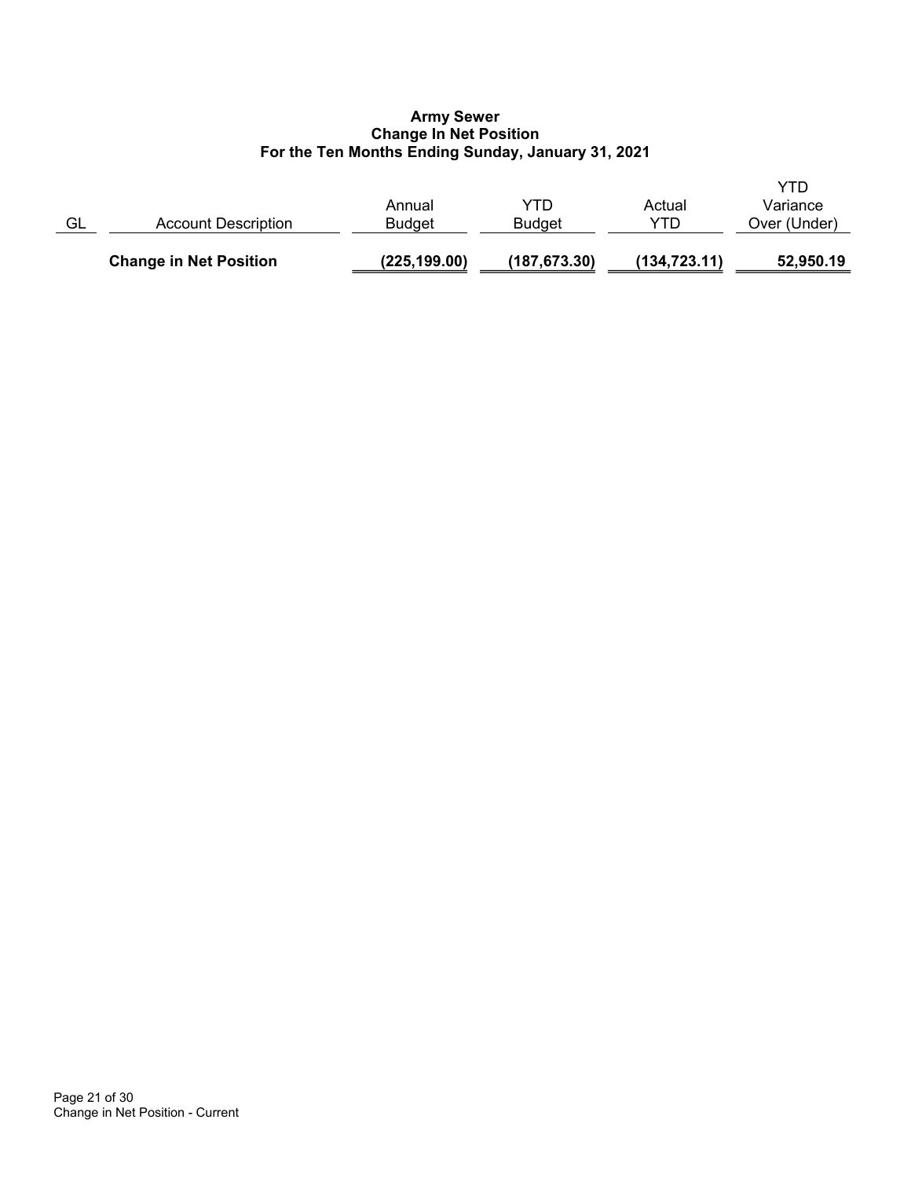**Army Sewer**
**Change In Net Position**
**For the Ten Months Ending Sunday, January 31, 2021**

| GL | Account Description | Annual Budget | YTD Budget | Actual YTD | YTD Variance Over (Under) |
|---|---|---|---|---|---|
| | **Change in Net Position** | **(225,199.00)** | **(187,673.30)** | **(134,723.11)** | **52,950.19** |

Change in Net Position - Current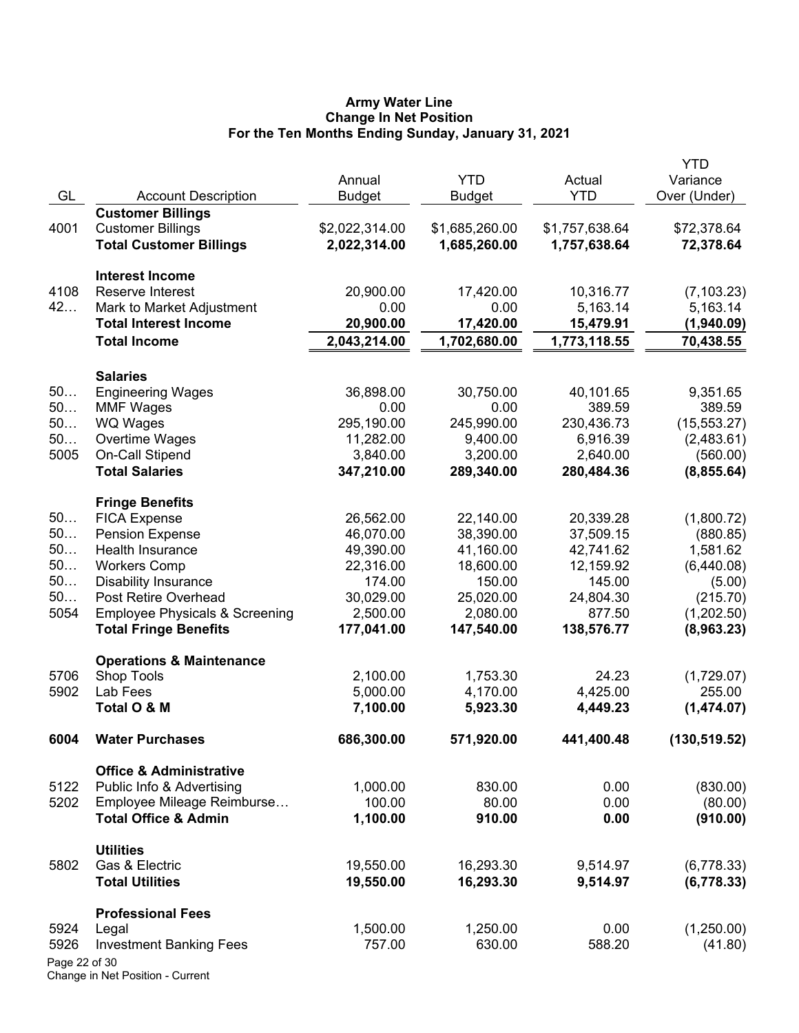# Army Water Line
## Change In Net Position
### For the Ten Months Ending Sunday, January 31, 2021

| GL | Account Description | Annual Budget | YTD Budget | Actual YTD | YTD Variance Over (Under) |
|---|---|---|---|---|---|
| | **Customer Billings** | | | | |
| 4001 | Customer Billings | $2,022,314.00 | $1,685,260.00 | $1,757,638.64 | $72,378.64 |
| | **Total Customer Billings** | **2,022,314.00** | **1,685,260.00** | **1,757,638.64** | **72,378.64** |
| | **Interest Income** | | | | |
| 4108 | Reserve Interest | 20,900.00 | 17,420.00 | 10,316.77 | (7,103.23) |
| 42… | Mark to Market Adjustment | 0.00 | 0.00 | 5,163.14 | 5,163.14 |
| | **Total Interest Income** | **20,900.00** | **17,420.00** | **15,479.91** | **(1,940.09)** |
| | **Total Income** | **2,043,214.00** | **1,702,680.00** | **1,773,118.55** | **70,438.55** |
| | **Salaries** | | | | |
| 50… | Engineering Wages | 36,898.00 | 30,750.00 | 40,101.65 | 9,351.65 |
| 50… | MMF Wages | 0.00 | 0.00 | 389.59 | 389.59 |
| 50… | WQ Wages | 295,190.00 | 245,990.00 | 230,436.73 | (15,553.27) |
| 50… | Overtime Wages | 11,282.00 | 9,400.00 | 6,916.39 | (2,483.61) |
| 5005 | On-Call Stipend | 3,840.00 | 3,200.00 | 2,640.00 | (560.00) |
| | **Total Salaries** | **347,210.00** | **289,340.00** | **280,484.36** | **(8,855.64)** |
| | **Fringe Benefits** | | | | |
| 50… | FICA Expense | 26,562.00 | 22,140.00 | 20,339.28 | (1,800.72) |
| 50… | Pension Expense | 46,070.00 | 38,390.00 | 37,509.15 | (880.85) |
| 50… | Health Insurance | 49,390.00 | 41,160.00 | 42,741.62 | 1,581.62 |
| 50… | Workers Comp | 22,316.00 | 18,600.00 | 12,159.92 | (6,440.08) |
| 50… | Disability Insurance | 174.00 | 150.00 | 145.00 | (5.00) |
| 50… | Post Retire Overhead | 30,029.00 | 25,020.00 | 24,804.30 | (215.70) |
| 5054 | Employee Physicals & Screening | 2,500.00 | 2,080.00 | 877.50 | (1,202.50) |
| | **Total Fringe Benefits** | **177,041.00** | **147,540.00** | **138,576.77** | **(8,963.23)** |
| | **Operations & Maintenance** | | | | |
| 5706 | Shop Tools | 2,100.00 | 1,753.30 | 24.23 | (1,729.07) |
| 5902 | Lab Fees | 5,000.00 | 4,170.00 | 4,425.00 | 255.00 |
| | **Total O & M** | **7,100.00** | **5,923.30** | **4,449.23** | **(1,474.07)** |
| **6004** | **Water Purchases** | **686,300.00** | **571,920.00** | **441,400.48** | **(130,519.52)** |
| | **Office & Administrative** | | | | |
| 5122 | Public Info & Advertising | 1,000.00 | 830.00 | 0.00 | (830.00) |
| 5202 | Employee Mileage Reimburse… | 100.00 | 80.00 | 0.00 | (80.00) |
| | **Total Office & Admin** | **1,100.00** | **910.00** | **0.00** | **(910.00)** |
| | **Utilities** | | | | |
| 5802 | Gas & Electric | 19,550.00 | 16,293.30 | 9,514.97 | (6,778.33) |
| | **Total Utilities** | **19,550.00** | **16,293.30** | **9,514.97** | **(6,778.33)** |
| | **Professional Fees** | | | | |
| 5924 | Legal | 1,500.00 | 1,250.00 | 0.00 | (1,250.00) |
| 5926 | Investment Banking Fees | 757.00 | 630.00 | 588.20 | (41.80) |

Change in Net Position - Current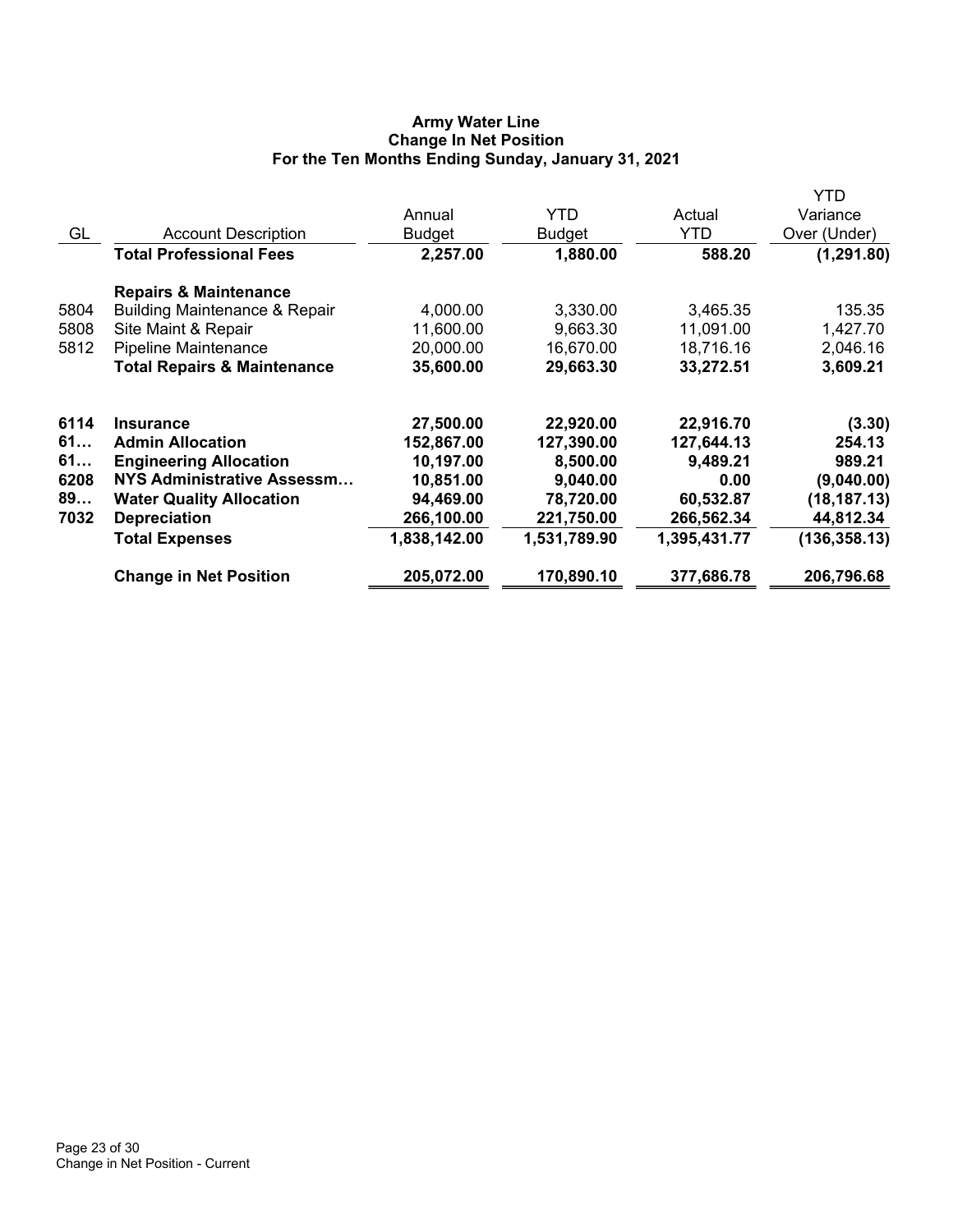**Army Water Line**
**Change In Net Position**
**For the Ten Months Ending Sunday, January 31, 2021**

| GL | Account Description | Annual Budget | YTD Budget | Actual YTD | YTD Variance Over (Under) |
|---|---|---|---|---|---|
| | **Total Professional Fees** | **2,257.00** | **1,880.00** | **588.20** | **(1,291.80)** |
| | **Repairs & Maintenance** | | | | |
| 5804 | Building Maintenance & Repair | 4,000.00 | 3,330.00 | 3,465.35 | 135.35 |
| 5808 | Site Maint & Repair | 11,600.00 | 9,663.30 | 11,091.00 | 1,427.70 |
| 5812 | Pipeline Maintenance | 20,000.00 | 16,670.00 | 18,716.16 | 2,046.16 |
| | **Total Repairs & Maintenance** | **35,600.00** | **29,663.30** | **33,272.51** | **3,609.21** |
| **6114** | **Insurance** | **27,500.00** | **22,920.00** | **22,916.70** | **(3.30)** |
| **61…** | **Admin Allocation** | **152,867.00** | **127,390.00** | **127,644.13** | **254.13** |
| **61…** | **Engineering Allocation** | **10,197.00** | **8,500.00** | **9,489.21** | **989.21** |
| **6208** | **NYS Administrative Assessm…** | **10,851.00** | **9,040.00** | **0.00** | **(9,040.00)** |
| **89…** | **Water Quality Allocation** | **94,469.00** | **78,720.00** | **60,532.87** | **(18,187.13)** |
| **7032** | **Depreciation** | **266,100.00** | **221,750.00** | **266,562.34** | **44,812.34** |
| | **Total Expenses** | **1,838,142.00** | **1,531,789.90** | **1,395,431.77** | **(136,358.13)** |
| | **Change in Net Position** | **205,072.00** | **170,890.10** | **377,686.78** | **206,796.68** |

Change in Net Position - Current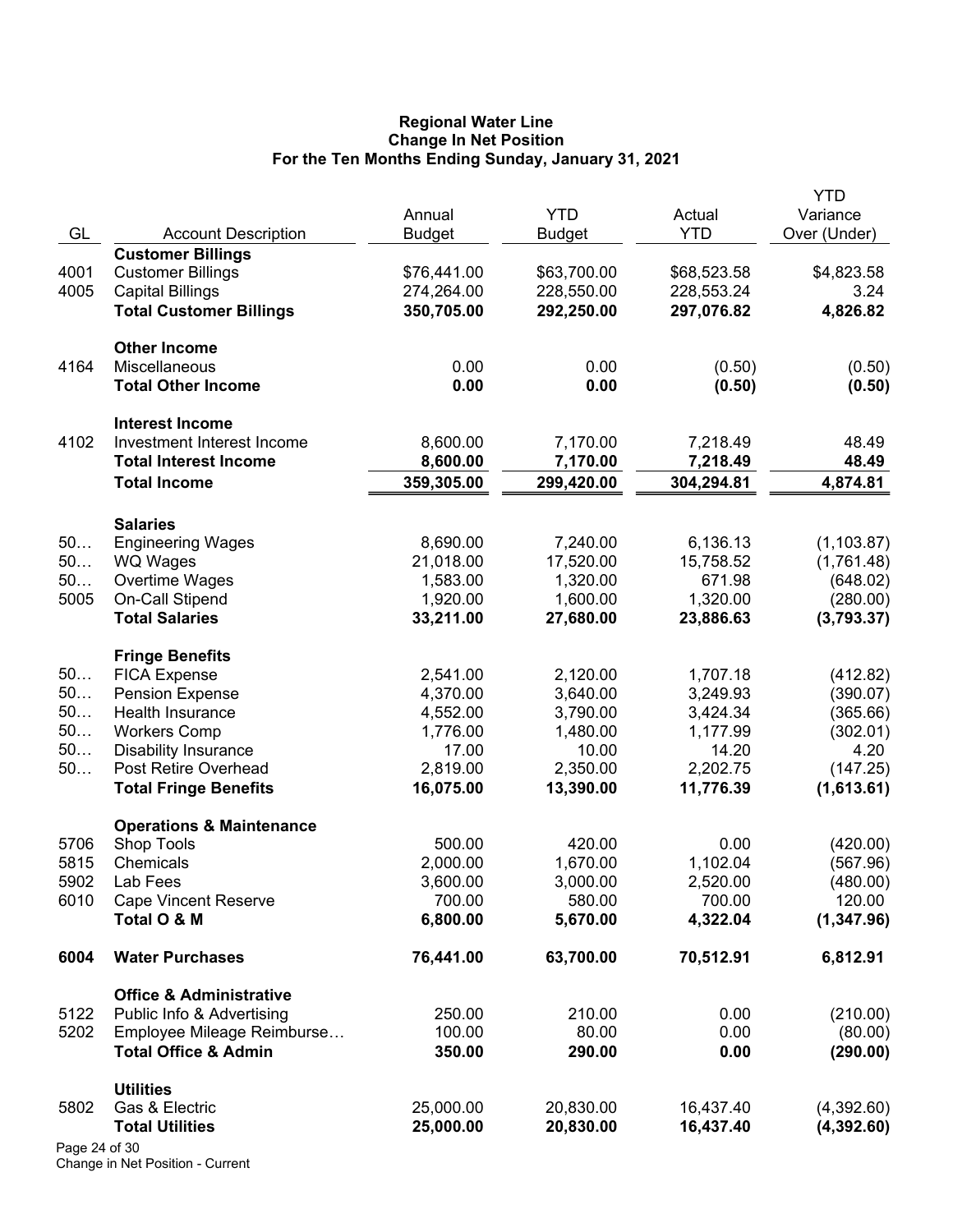# Regional Water Line
## Change In Net Position
### For the Ten Months Ending Sunday, January 31, 2021

| GL | Account Description | Annual Budget | YTD Budget | Actual YTD | YTD Variance Over (Under) |
|---|---|---|---|---|---|
| | **Customer Billings** | | | | |
| 4001 | Customer Billings | $76,441.00 | $63,700.00 | $68,523.58 | $4,823.58 |
| 4005 | Capital Billings | 274,264.00 | 228,550.00 | 228,553.24 | 3.24 |
| | **Total Customer Billings** | **350,705.00** | **292,250.00** | **297,076.82** | **4,826.82** |
| | **Other Income** | | | | |
| 4164 | Miscellaneous | 0.00 | 0.00 | (0.50) | (0.50) |
| | **Total Other Income** | **0.00** | **0.00** | **(0.50)** | **(0.50)** |
| | **Interest Income** | | | | |
| 4102 | Investment Interest Income | 8,600.00 | 7,170.00 | 7,218.49 | 48.49 |
| | **Total Interest Income** | **8,600.00** | **7,170.00** | **7,218.49** | **48.49** |
| | **Total Income** | **359,305.00** | **299,420.00** | **304,294.81** | **4,874.81** |
| | **Salaries** | | | | |
| 50… | Engineering Wages | 8,690.00 | 7,240.00 | 6,136.13 | (1,103.87) |
| 50… | WQ Wages | 21,018.00 | 17,520.00 | 15,758.52 | (1,761.48) |
| 50… | Overtime Wages | 1,583.00 | 1,320.00 | 671.98 | (648.02) |
| 5005 | On-Call Stipend | 1,920.00 | 1,600.00 | 1,320.00 | (280.00) |
| | **Total Salaries** | **33,211.00** | **27,680.00** | **23,886.63** | **(3,793.37)** |
| | **Fringe Benefits** | | | | |
| 50… | FICA Expense | 2,541.00 | 2,120.00 | 1,707.18 | (412.82) |
| 50… | Pension Expense | 4,370.00 | 3,640.00 | 3,249.93 | (390.07) |
| 50… | Health Insurance | 4,552.00 | 3,790.00 | 3,424.34 | (365.66) |
| 50… | Workers Comp | 1,776.00 | 1,480.00 | 1,177.99 | (302.01) |
| 50… | Disability Insurance | 17.00 | 10.00 | 14.20 | 4.20 |
| 50… | Post Retire Overhead | 2,819.00 | 2,350.00 | 2,202.75 | (147.25) |
| | **Total Fringe Benefits** | **16,075.00** | **13,390.00** | **11,776.39** | **(1,613.61)** |
| | **Operations & Maintenance** | | | | |
| 5706 | Shop Tools | 500.00 | 420.00 | 0.00 | (420.00) |
| 5815 | Chemicals | 2,000.00 | 1,670.00 | 1,102.04 | (567.96) |
| 5902 | Lab Fees | 3,600.00 | 3,000.00 | 2,520.00 | (480.00) |
| 6010 | Cape Vincent Reserve | 700.00 | 580.00 | 700.00 | 120.00 |
| | **Total O & M** | **6,800.00** | **5,670.00** | **4,322.04** | **(1,347.96)** |
| **6004** | **Water Purchases** | **76,441.00** | **63,700.00** | **70,512.91** | **6,812.91** |
| | **Office & Administrative** | | | | |
| 5122 | Public Info & Advertising | 250.00 | 210.00 | 0.00 | (210.00) |
| 5202 | Employee Mileage Reimburse… | 100.00 | 80.00 | 0.00 | (80.00) |
| | **Total Office & Admin** | **350.00** | **290.00** | **0.00** | **(290.00)** |
| | **Utilities** | | | | |
| 5802 | Gas & Electric | 25,000.00 | 20,830.00 | 16,437.40 | (4,392.60) |
| | **Total Utilities** | **25,000.00** | **20,830.00** | **16,437.40** | **(4,392.60)** |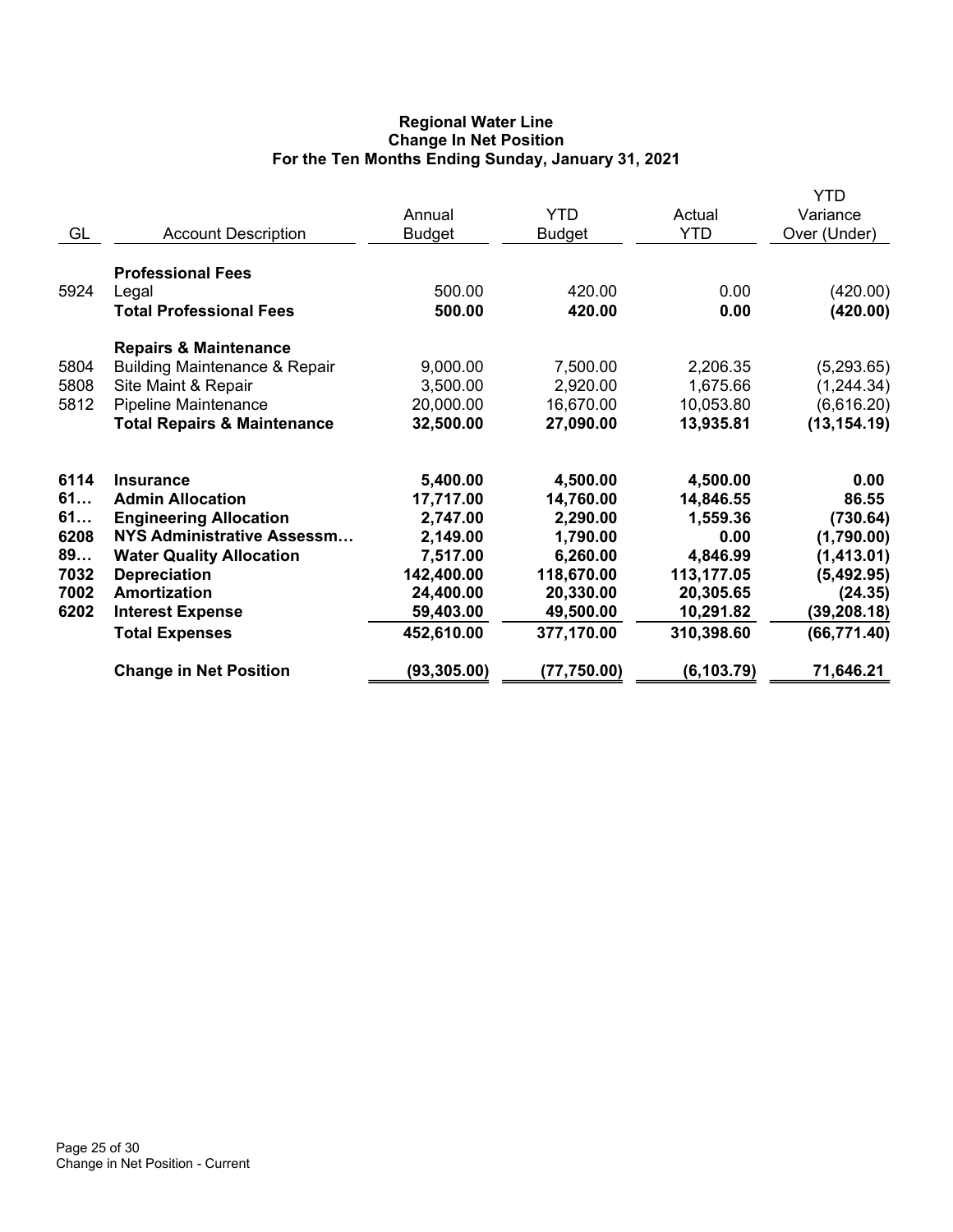# Regional Water Line
## Change In Net Position
### For the Ten Months Ending Sunday, January 31, 2021

| GL | Account Description | Annual Budget | YTD Budget | Actual YTD | YTD Variance Over (Under) |
|---|---|---|---|---|---|
| | **Professional Fees** | | | | |
| 5924 | Legal | 500.00 | 420.00 | 0.00 | (420.00) |
| | **Total Professional Fees** | **500.00** | **420.00** | **0.00** | **(420.00)** |
| | **Repairs & Maintenance** | | | | |
| 5804 | Building Maintenance & Repair | 9,000.00 | 7,500.00 | 2,206.35 | (5,293.65) |
| 5808 | Site Maint & Repair | 3,500.00 | 2,920.00 | 1,675.66 | (1,244.34) |
| 5812 | Pipeline Maintenance | 20,000.00 | 16,670.00 | 10,053.80 | (6,616.20) |
| | **Total Repairs & Maintenance** | **32,500.00** | **27,090.00** | **13,935.81** | **(13,154.19)** |
| **6114** | **Insurance** | **5,400.00** | **4,500.00** | **4,500.00** | **0.00** |
| **61…** | **Admin Allocation** | **17,717.00** | **14,760.00** | **14,846.55** | **86.55** |
| **61…** | **Engineering Allocation** | **2,747.00** | **2,290.00** | **1,559.36** | **(730.64)** |
| **6208** | **NYS Administrative Assessm…** | **2,149.00** | **1,790.00** | **0.00** | **(1,790.00)** |
| **89…** | **Water Quality Allocation** | **7,517.00** | **6,260.00** | **4,846.99** | **(1,413.01)** |
| **7032** | **Depreciation** | **142,400.00** | **118,670.00** | **113,177.05** | **(5,492.95)** |
| **7002** | **Amortization** | **24,400.00** | **20,330.00** | **20,305.65** | **(24.35)** |
| **6202** | **Interest Expense** | **59,403.00** | **49,500.00** | **10,291.82** | **(39,208.18)** |
| | **Total Expenses** | **452,610.00** | **377,170.00** | **310,398.60** | **(66,771.40)** |
| | **Change in Net Position** | **(93,305.00)** | **(77,750.00)** | **(6,103.79)** | **71,646.21** |

Change in Net Position - Current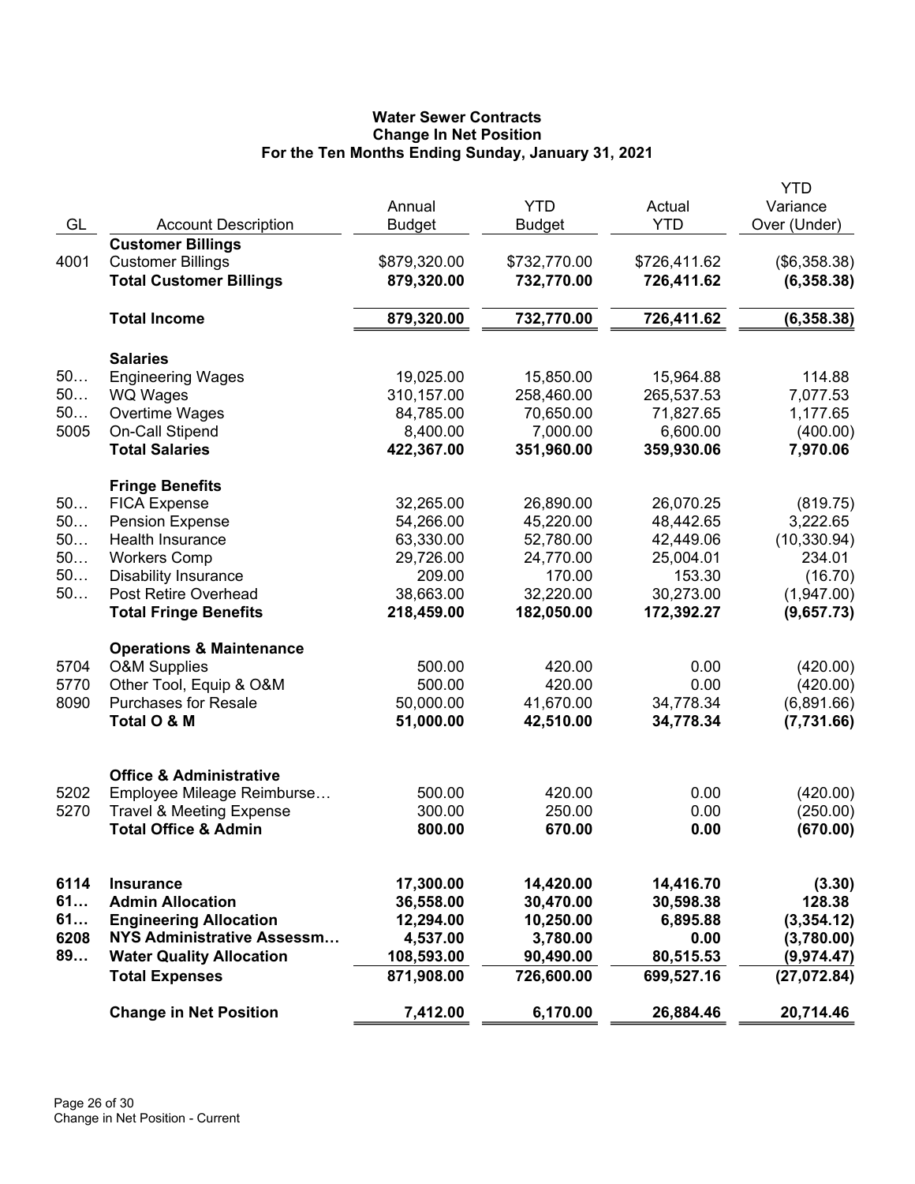# Water Sewer Contracts
## Change In Net Position
### For the Ten Months Ending Sunday, January 31, 2021

| GL | Account Description | Annual Budget | YTD Budget | Actual YTD | YTD Variance Over (Under) |
|---|---|---|---|---|---|
| | **Customer Billings** | | | | |
| 4001 | Customer Billings | $879,320.00 | $732,770.00 | $726,411.62 | ($6,358.38) |
| | **Total Customer Billings** | **879,320.00** | **732,770.00** | **726,411.62** | **(6,358.38)** |
| | **Total Income** | **879,320.00** | **732,770.00** | **726,411.62** | **(6,358.38)** |
| | **Salaries** | | | | |
| 50… | Engineering Wages | 19,025.00 | 15,850.00 | 15,964.88 | 114.88 |
| 50… | WQ Wages | 310,157.00 | 258,460.00 | 265,537.53 | 7,077.53 |
| 50… | Overtime Wages | 84,785.00 | 70,650.00 | 71,827.65 | 1,177.65 |
| 5005 | On-Call Stipend | 8,400.00 | 7,000.00 | 6,600.00 | (400.00) |
| | **Total Salaries** | **422,367.00** | **351,960.00** | **359,930.06** | **7,970.06** |
| | **Fringe Benefits** | | | | |
| 50… | FICA Expense | 32,265.00 | 26,890.00 | 26,070.25 | (819.75) |
| 50… | Pension Expense | 54,266.00 | 45,220.00 | 48,442.65 | 3,222.65 |
| 50… | Health Insurance | 63,330.00 | 52,780.00 | 42,449.06 | (10,330.94) |
| 50… | Workers Comp | 29,726.00 | 24,770.00 | 25,004.01 | 234.01 |
| 50… | Disability Insurance | 209.00 | 170.00 | 153.30 | (16.70) |
| 50… | Post Retire Overhead | 38,663.00 | 32,220.00 | 30,273.00 | (1,947.00) |
| | **Total Fringe Benefits** | **218,459.00** | **182,050.00** | **172,392.27** | **(9,657.73)** |
| | **Operations & Maintenance** | | | | |
| 5704 | O&M Supplies | 500.00 | 420.00 | 0.00 | (420.00) |
| 5770 | Other Tool, Equip & O&M | 500.00 | 420.00 | 0.00 | (420.00) |
| 8090 | Purchases for Resale | 50,000.00 | 41,670.00 | 34,778.34 | (6,891.66) |
| | **Total O & M** | **51,000.00** | **42,510.00** | **34,778.34** | **(7,731.66)** |
| | **Office & Administrative** | | | | |
| 5202 | Employee Mileage Reimburse… | 500.00 | 420.00 | 0.00 | (420.00) |
| 5270 | Travel & Meeting Expense | 300.00 | 250.00 | 0.00 | (250.00) |
| | **Total Office & Admin** | **800.00** | **670.00** | **0.00** | **(670.00)** |
| **6114** | **Insurance** | **17,300.00** | **14,420.00** | **14,416.70** | **(3.30)** |
| **61…** | **Admin Allocation** | **36,558.00** | **30,470.00** | **30,598.38** | **128.38** |
| **61…** | **Engineering Allocation** | **12,294.00** | **10,250.00** | **6,895.88** | **(3,354.12)** |
| **6208** | **NYS Administrative Assessm…** | **4,537.00** | **3,780.00** | **0.00** | **(3,780.00)** |
| **89…** | **Water Quality Allocation** | **108,593.00** | **90,490.00** | **80,515.53** | **(9,974.47)** |
| | **Total Expenses** | **871,908.00** | **726,600.00** | **699,527.16** | **(27,072.84)** |
| | **Change in Net Position** | **7,412.00** | **6,170.00** | **26,884.46** | **20,714.46** |

Change in Net Position - Current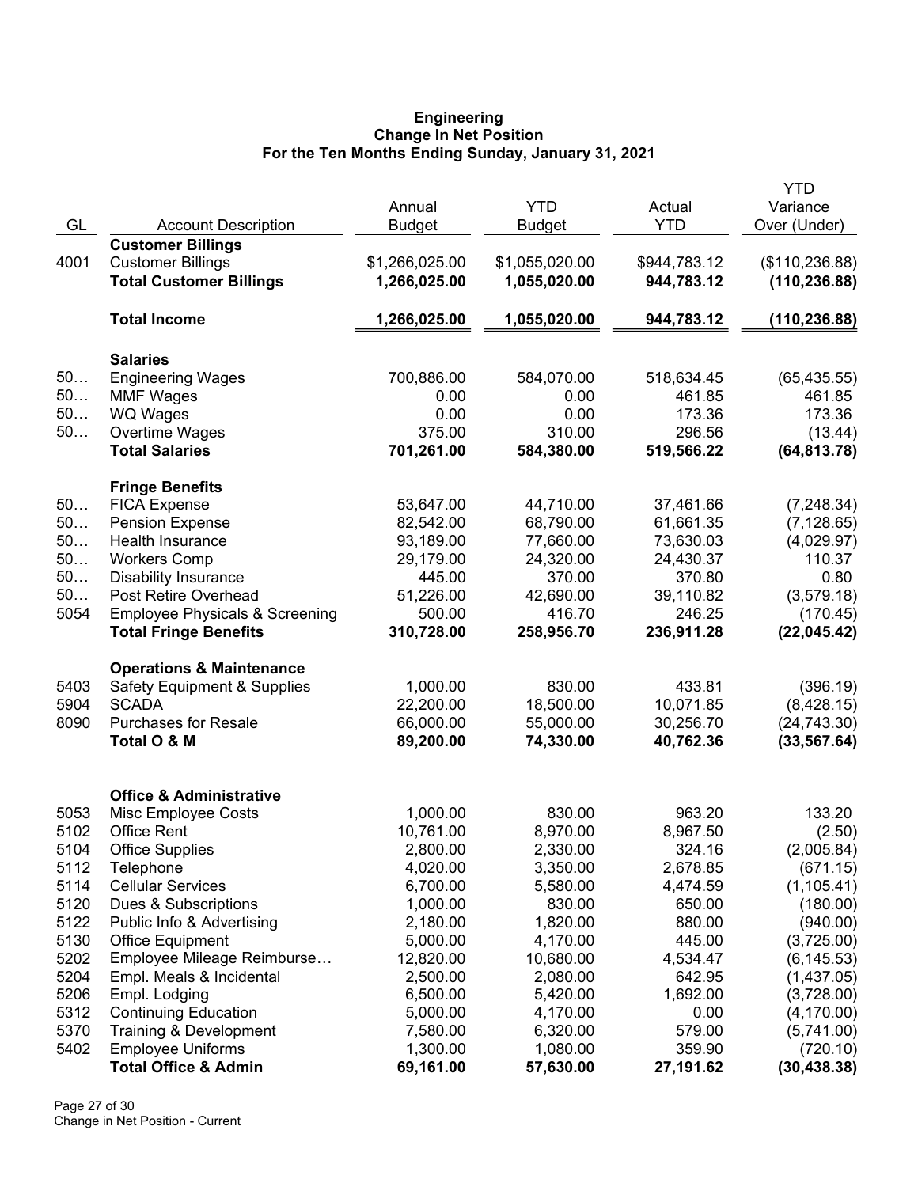**Engineering**
**Change In Net Position**
**For the Ten Months Ending Sunday, January 31, 2021**

| GL | Account Description | Annual Budget | YTD Budget | Actual YTD | YTD Variance Over (Under) |
|---|---|---|---|---|---|
| | **Customer Billings** | | | | |
| 4001 | Customer Billings | $1,266,025.00 | $1,055,020.00 | $944,783.12 | ($110,236.88) |
| | **Total Customer Billings** | **1,266,025.00** | **1,055,020.00** | **944,783.12** | **(110,236.88)** |
| | **Total Income** | **1,266,025.00** | **1,055,020.00** | **944,783.12** | **(110,236.88)** |
| | **Salaries** | | | | |
| 50… | Engineering Wages | 700,886.00 | 584,070.00 | 518,634.45 | (65,435.55) |
| 50… | MMF Wages | 0.00 | 0.00 | 461.85 | 461.85 |
| 50… | WQ Wages | 0.00 | 0.00 | 173.36 | 173.36 |
| 50… | Overtime Wages | 375.00 | 310.00 | 296.56 | (13.44) |
| | **Total Salaries** | **701,261.00** | **584,380.00** | **519,566.22** | **(64,813.78)** |
| | **Fringe Benefits** | | | | |
| 50… | FICA Expense | 53,647.00 | 44,710.00 | 37,461.66 | (7,248.34) |
| 50… | Pension Expense | 82,542.00 | 68,790.00 | 61,661.35 | (7,128.65) |
| 50… | Health Insurance | 93,189.00 | 77,660.00 | 73,630.03 | (4,029.97) |
| 50… | Workers Comp | 29,179.00 | 24,320.00 | 24,430.37 | 110.37 |
| 50… | Disability Insurance | 445.00 | 370.00 | 370.80 | 0.80 |
| 50… | Post Retire Overhead | 51,226.00 | 42,690.00 | 39,110.82 | (3,579.18) |
| 5054 | Employee Physicals & Screening | 500.00 | 416.70 | 246.25 | (170.45) |
| | **Total Fringe Benefits** | **310,728.00** | **258,956.70** | **236,911.28** | **(22,045.42)** |
| | **Operations & Maintenance** | | | | |
| 5403 | Safety Equipment & Supplies | 1,000.00 | 830.00 | 433.81 | (396.19) |
| 5904 | SCADA | 22,200.00 | 18,500.00 | 10,071.85 | (8,428.15) |
| 8090 | Purchases for Resale | 66,000.00 | 55,000.00 | 30,256.70 | (24,743.30) |
| | **Total O & M** | **89,200.00** | **74,330.00** | **40,762.36** | **(33,567.64)** |
| | **Office & Administrative** | | | | |
| 5053 | Misc Employee Costs | 1,000.00 | 830.00 | 963.20 | 133.20 |
| 5102 | Office Rent | 10,761.00 | 8,970.00 | 8,967.50 | (2.50) |
| 5104 | Office Supplies | 2,800.00 | 2,330.00 | 324.16 | (2,005.84) |
| 5112 | Telephone | 4,020.00 | 3,350.00 | 2,678.85 | (671.15) |
| 5114 | Cellular Services | 6,700.00 | 5,580.00 | 4,474.59 | (1,105.41) |
| 5120 | Dues & Subscriptions | 1,000.00 | 830.00 | 650.00 | (180.00) |
| 5122 | Public Info & Advertising | 2,180.00 | 1,820.00 | 880.00 | (940.00) |
| 5130 | Office Equipment | 5,000.00 | 4,170.00 | 445.00 | (3,725.00) |
| 5202 | Employee Mileage Reimburse… | 12,820.00 | 10,680.00 | 4,534.47 | (6,145.53) |
| 5204 | Empl. Meals & Incidental | 2,500.00 | 2,080.00 | 642.95 | (1,437.05) |
| 5206 | Empl. Lodging | 6,500.00 | 5,420.00 | 1,692.00 | (3,728.00) |
| 5312 | Continuing Education | 5,000.00 | 4,170.00 | 0.00 | (4,170.00) |
| 5370 | Training & Development | 7,580.00 | 6,320.00 | 579.00 | (5,741.00) |
| 5402 | Employee Uniforms | 1,300.00 | 1,080.00 | 359.90 | (720.10) |
| | **Total Office & Admin** | **69,161.00** | **57,630.00** | **27,191.62** | **(30,438.38)** |

Change in Net Position - Current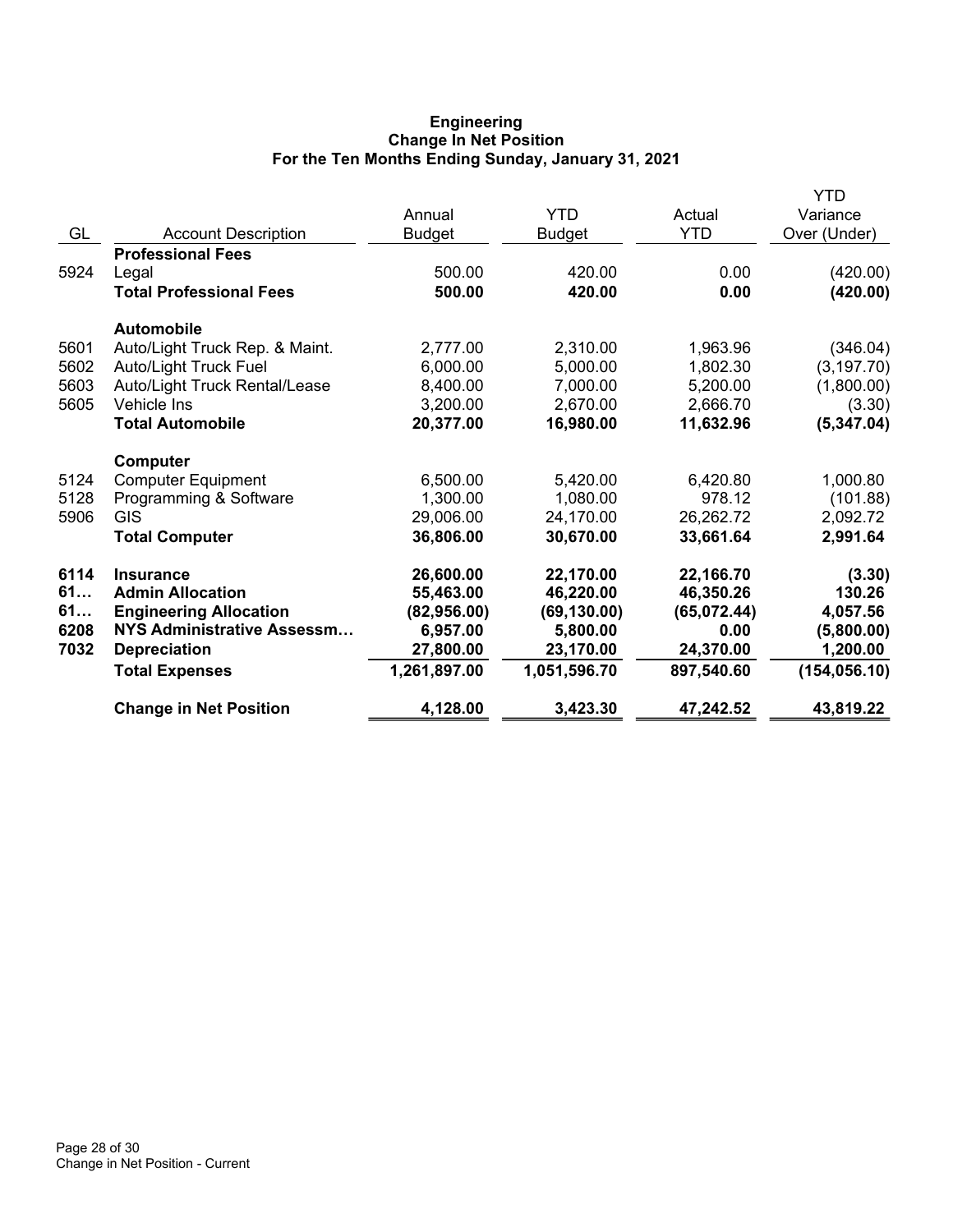**Engineering**
**Change In Net Position**
**For the Ten Months Ending Sunday, January 31, 2021**

| GL | Account Description | Annual Budget | YTD Budget | Actual YTD | YTD Variance Over (Under) |
|---|---|---|---|---|---|
| | **Professional Fees** | | | | |
| 5924 | Legal | 500.00 | 420.00 | 0.00 | (420.00) |
| | **Total Professional Fees** | **500.00** | **420.00** | **0.00** | **(420.00)** |
| | **Automobile** | | | | |
| 5601 | Auto/Light Truck Rep. & Maint. | 2,777.00 | 2,310.00 | 1,963.96 | (346.04) |
| 5602 | Auto/Light Truck Fuel | 6,000.00 | 5,000.00 | 1,802.30 | (3,197.70) |
| 5603 | Auto/Light Truck Rental/Lease | 8,400.00 | 7,000.00 | 5,200.00 | (1,800.00) |
| 5605 | Vehicle Ins | 3,200.00 | 2,670.00 | 2,666.70 | (3.30) |
| | **Total Automobile** | **20,377.00** | **16,980.00** | **11,632.96** | **(5,347.04)** |
| | **Computer** | | | | |
| 5124 | Computer Equipment | 6,500.00 | 5,420.00 | 6,420.80 | 1,000.80 |
| 5128 | Programming & Software | 1,300.00 | 1,080.00 | 978.12 | (101.88) |
| 5906 | GIS | 29,006.00 | 24,170.00 | 26,262.72 | 2,092.72 |
| | **Total Computer** | **36,806.00** | **30,670.00** | **33,661.64** | **2,991.64** |
| **6114** | **Insurance** | **26,600.00** | **22,170.00** | **22,166.70** | **(3.30)** |
| **61…** | **Admin Allocation** | **55,463.00** | **46,220.00** | **46,350.26** | **130.26** |
| **61…** | **Engineering Allocation** | **(82,956.00)** | **(69,130.00)** | **(65,072.44)** | **4,057.56** |
| **6208** | **NYS Administrative Assessm…** | **6,957.00** | **5,800.00** | **0.00** | **(5,800.00)** |
| **7032** | **Depreciation** | **27,800.00** | **23,170.00** | **24,370.00** | **1,200.00** |
| | **Total Expenses** | **1,261,897.00** | **1,051,596.70** | **897,540.60** | **(154,056.10)** |
| | **Change in Net Position** | **4,128.00** | **3,423.30** | **47,242.52** | **43,819.22** |

Change in Net Position - Current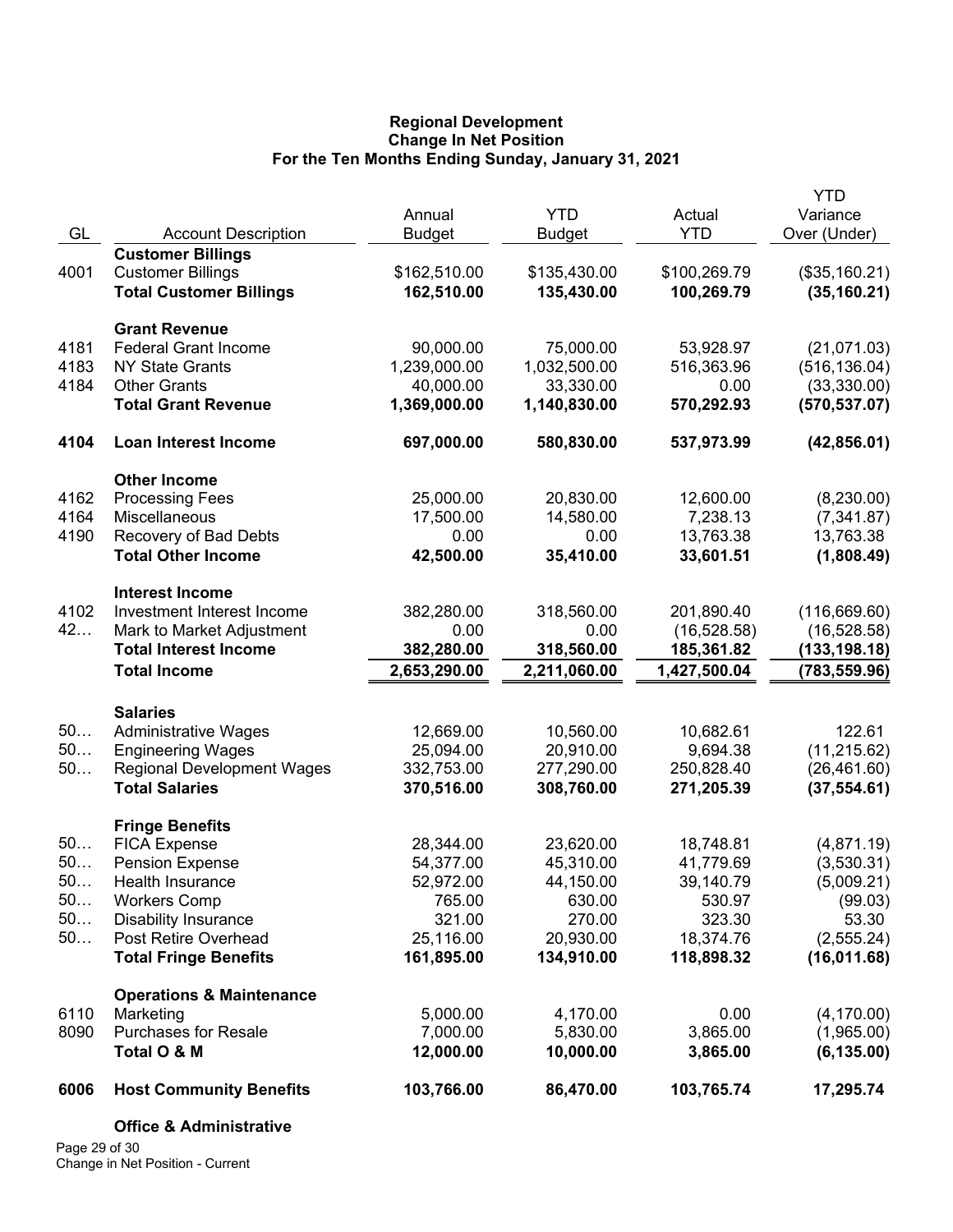**Regional Development**
**Change In Net Position**
**For the Ten Months Ending Sunday, January 31, 2021**

| GL | Account Description | Annual Budget | YTD Budget | Actual YTD | YTD Variance Over (Under) |
|---|---|---|---|---|---|
| | **Customer Billings** | | | | |
| 4001 | Customer Billings | $162,510.00 | $135,430.00 | $100,269.79 | ($35,160.21) |
| | **Total Customer Billings** | **162,510.00** | **135,430.00** | **100,269.79** | **(35,160.21)** |
| | **Grant Revenue** | | | | |
| 4181 | Federal Grant Income | 90,000.00 | 75,000.00 | 53,928.97 | (21,071.03) |
| 4183 | NY State Grants | 1,239,000.00 | 1,032,500.00 | 516,363.96 | (516,136.04) |
| 4184 | Other Grants | 40,000.00 | 33,330.00 | 0.00 | (33,330.00) |
| | **Total Grant Revenue** | **1,369,000.00** | **1,140,830.00** | **570,292.93** | **(570,537.07)** |
| **4104** | **Loan Interest Income** | **697,000.00** | **580,830.00** | **537,973.99** | **(42,856.01)** |
| | **Other Income** | | | | |
| 4162 | Processing Fees | 25,000.00 | 20,830.00 | 12,600.00 | (8,230.00) |
| 4164 | Miscellaneous | 17,500.00 | 14,580.00 | 7,238.13 | (7,341.87) |
| 4190 | Recovery of Bad Debts | 0.00 | 0.00 | 13,763.38 | 13,763.38 |
| | **Total Other Income** | **42,500.00** | **35,410.00** | **33,601.51** | **(1,808.49)** |
| | **Interest Income** | | | | |
| 4102 | Investment Interest Income | 382,280.00 | 318,560.00 | 201,890.40 | (116,669.60) |
| 42… | Mark to Market Adjustment | 0.00 | 0.00 | (16,528.58) | (16,528.58) |
| | **Total Interest Income** | **382,280.00** | **318,560.00** | **185,361.82** | **(133,198.18)** |
| | **Total Income** | **2,653,290.00** | **2,211,060.00** | **1,427,500.04** | **(783,559.96)** |
| | **Salaries** | | | | |
| 50… | Administrative Wages | 12,669.00 | 10,560.00 | 10,682.61 | 122.61 |
| 50… | Engineering Wages | 25,094.00 | 20,910.00 | 9,694.38 | (11,215.62) |
| 50… | Regional Development Wages | 332,753.00 | 277,290.00 | 250,828.40 | (26,461.60) |
| | **Total Salaries** | **370,516.00** | **308,760.00** | **271,205.39** | **(37,554.61)** |
| | **Fringe Benefits** | | | | |
| 50… | FICA Expense | 28,344.00 | 23,620.00 | 18,748.81 | (4,871.19) |
| 50… | Pension Expense | 54,377.00 | 45,310.00 | 41,779.69 | (3,530.31) |
| 50… | Health Insurance | 52,972.00 | 44,150.00 | 39,140.79 | (5,009.21) |
| 50… | Workers Comp | 765.00 | 630.00 | 530.97 | (99.03) |
| 50… | Disability Insurance | 321.00 | 270.00 | 323.30 | 53.30 |
| 50… | Post Retire Overhead | 25,116.00 | 20,930.00 | 18,374.76 | (2,555.24) |
| | **Total Fringe Benefits** | **161,895.00** | **134,910.00** | **118,898.32** | **(16,011.68)** |
| | **Operations & Maintenance** | | | | |
| 6110 | Marketing | 5,000.00 | 4,170.00 | 0.00 | (4,170.00) |
| 8090 | Purchases for Resale | 7,000.00 | 5,830.00 | 3,865.00 | (1,965.00) |
| | **Total O & M** | **12,000.00** | **10,000.00** | **3,865.00** | **(6,135.00)** |
| **6006** | **Host Community Benefits** | **103,766.00** | **86,470.00** | **103,765.74** | **17,295.74** |
| | **Office & Administrative** | | | | |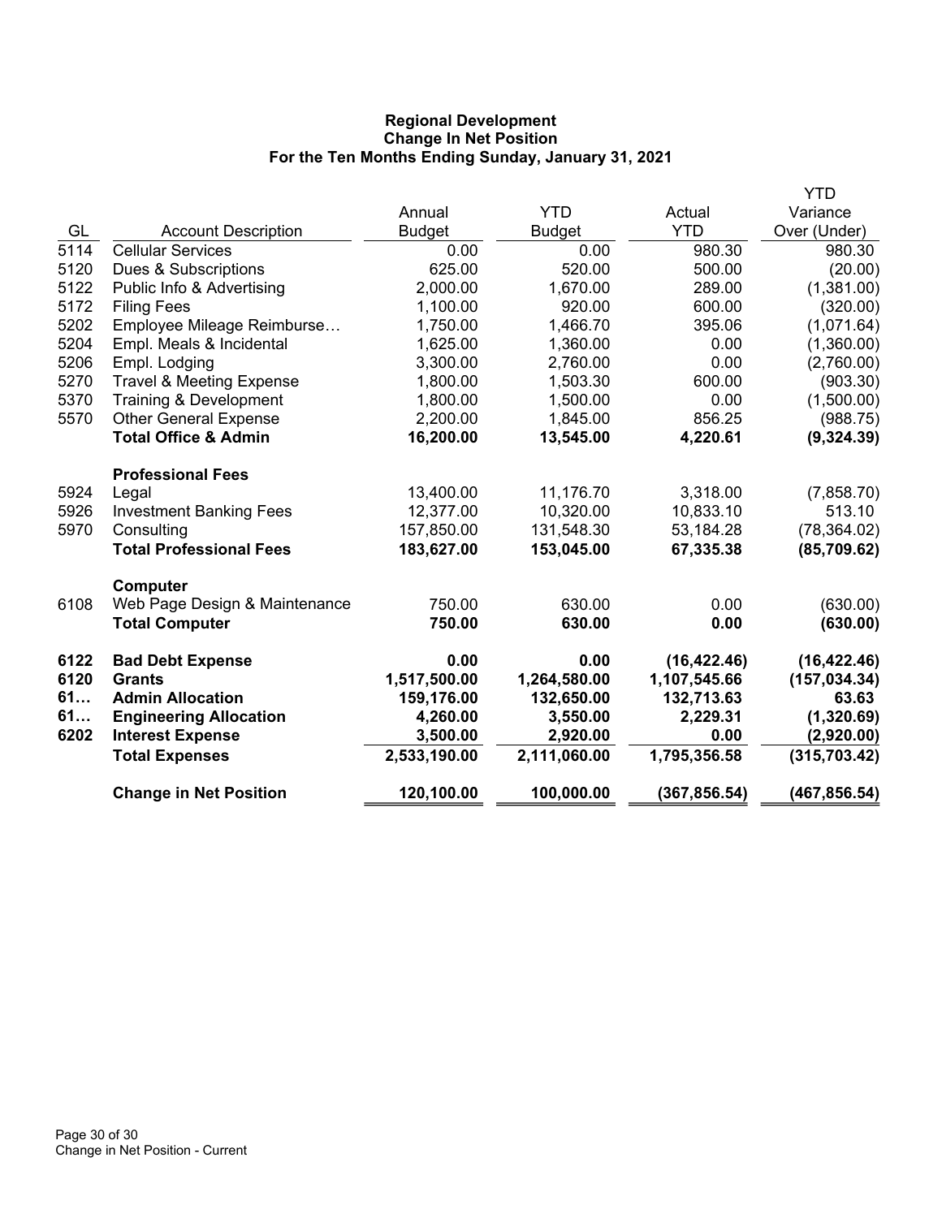# Regional Development
## Change In Net Position
### For the Ten Months Ending Sunday, January 31, 2021

| GL | Account Description | Annual Budget | YTD Budget | Actual YTD | YTD Variance Over (Under) |
|---|---|---|---|---|---|
| 5114 | Cellular Services | 0.00 | 0.00 | 980.30 | 980.30 |
| 5120 | Dues & Subscriptions | 625.00 | 520.00 | 500.00 | (20.00) |
| 5122 | Public Info & Advertising | 2,000.00 | 1,670.00 | 289.00 | (1,381.00) |
| 5172 | Filing Fees | 1,100.00 | 920.00 | 600.00 | (320.00) |
| 5202 | Employee Mileage Reimburse… | 1,750.00 | 1,466.70 | 395.06 | (1,071.64) |
| 5204 | Empl. Meals & Incidental | 1,625.00 | 1,360.00 | 0.00 | (1,360.00) |
| 5206 | Empl. Lodging | 3,300.00 | 2,760.00 | 0.00 | (2,760.00) |
| 5270 | Travel & Meeting Expense | 1,800.00 | 1,503.30 | 600.00 | (903.30) |
| 5370 | Training & Development | 1,800.00 | 1,500.00 | 0.00 | (1,500.00) |
| 5570 | Other General Expense | 2,200.00 | 1,845.00 | 856.25 | (988.75) |
| | **Total Office & Admin** | **16,200.00** | **13,545.00** | **4,220.61** | **(9,324.39)** |
| | **Professional Fees** | | | | |
| 5924 | Legal | 13,400.00 | 11,176.70 | 3,318.00 | (7,858.70) |
| 5926 | Investment Banking Fees | 12,377.00 | 10,320.00 | 10,833.10 | 513.10 |
| 5970 | Consulting | 157,850.00 | 131,548.30 | 53,184.28 | (78,364.02) |
| | **Total Professional Fees** | **183,627.00** | **153,045.00** | **67,335.38** | **(85,709.62)** |
| | **Computer** | | | | |
| 6108 | Web Page Design & Maintenance | 750.00 | 630.00 | 0.00 | (630.00) |
| | **Total Computer** | **750.00** | **630.00** | **0.00** | **(630.00)** |
| **6122** | **Bad Debt Expense** | **0.00** | **0.00** | **(16,422.46)** | **(16,422.46)** |
| **6120** | **Grants** | **1,517,500.00** | **1,264,580.00** | **1,107,545.66** | **(157,034.34)** |
| **61…** | **Admin Allocation** | **159,176.00** | **132,650.00** | **132,713.63** | **63.63** |
| **61…** | **Engineering Allocation** | **4,260.00** | **3,550.00** | **2,229.31** | **(1,320.69)** |
| **6202** | **Interest Expense** | **3,500.00** | **2,920.00** | **0.00** | **(2,920.00)** |
| | **Total Expenses** | **2,533,190.00** | **2,111,060.00** | **1,795,356.58** | **(315,703.42)** |
| | **Change in Net Position** | **120,100.00** | **100,000.00** | **(367,856.54)** | **(467,856.54)** |

Change in Net Position - Current